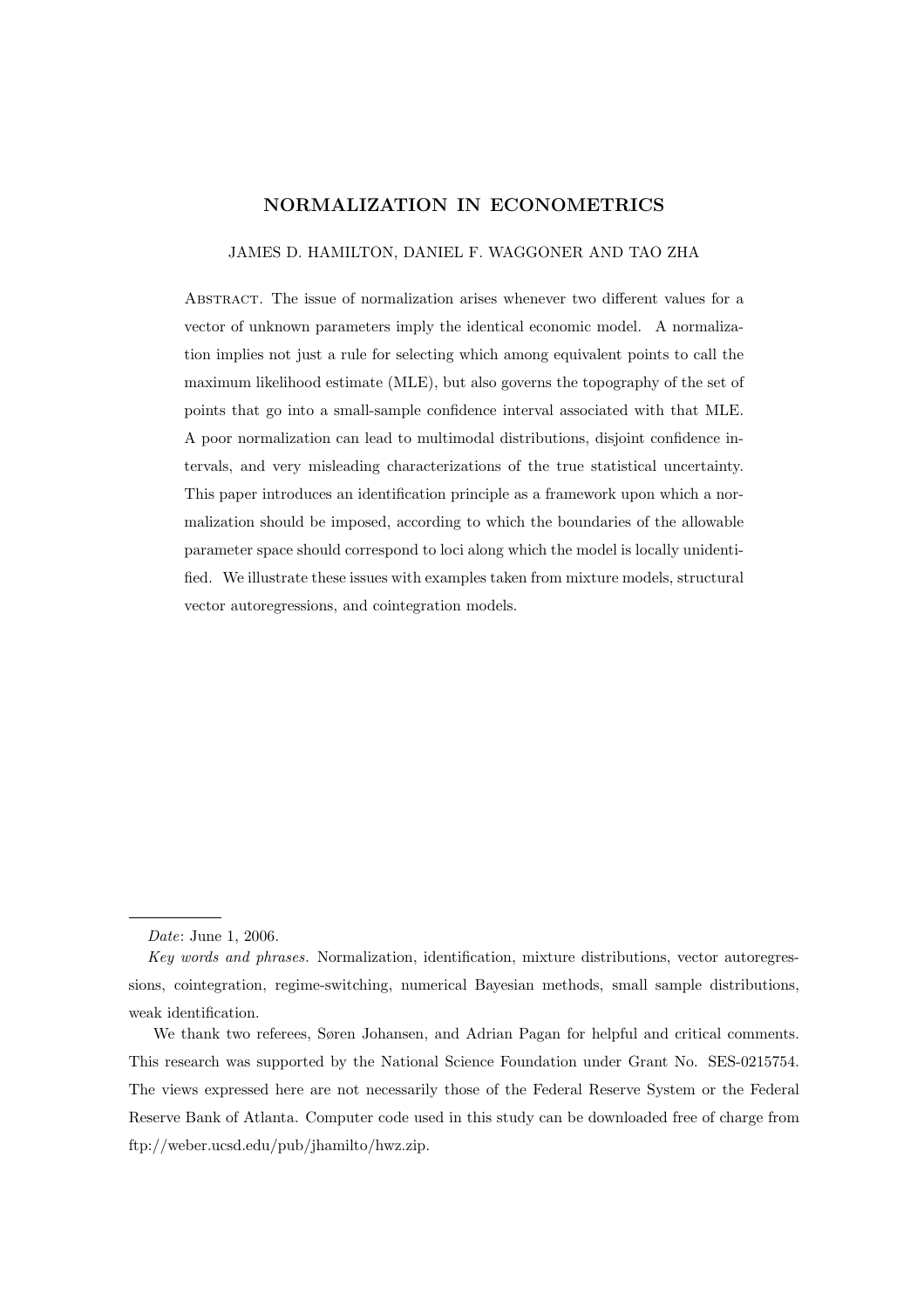# NORMALIZATION IN ECONOMETRICS

JAMES D. HAMILTON, DANIEL F. WAGGONER AND TAO ZHA

ABSTRACT. The issue of normalization arises whenever two different values for a vector of unknown parameters imply the identical economic model. A normalization implies not just a rule for selecting which among equivalent points to call the maximum likelihood estimate (MLE), but also governs the topography of the set of points that go into a small-sample confidence interval associated with that MLE. A poor normalization can lead to multimodal distributions, disjoint confidence intervals, and very misleading characterizations of the true statistical uncertainty. This paper introduces an identification principle as a framework upon which a normalization should be imposed, according to which the boundaries of the allowable parameter space should correspond to loci along which the model is locally unidentified. We illustrate these issues with examples taken from mixture models, structural vector autoregressions, and cointegration models.

---

*Date*: June 1, 2006.

*Key words and phrases.* Normalization, identification, mixture distributions, vector autoregressions, cointegration, regime-switching, numerical Bayesian methods, small sample distributions, weak identification.

We thank two referees, Søren Johansen, and Adrian Pagan for helpful and critical comments. This research was supported by the National Science Foundation under Grant No. SES-0215754. The views expressed here are not necessarily those of the Federal Reserve System or the Federal Reserve Bank of Atlanta. Computer code used in this study can be downloaded free of charge from ftp://weber.ucsd.edu/pub/jhamilto/hwz.zip.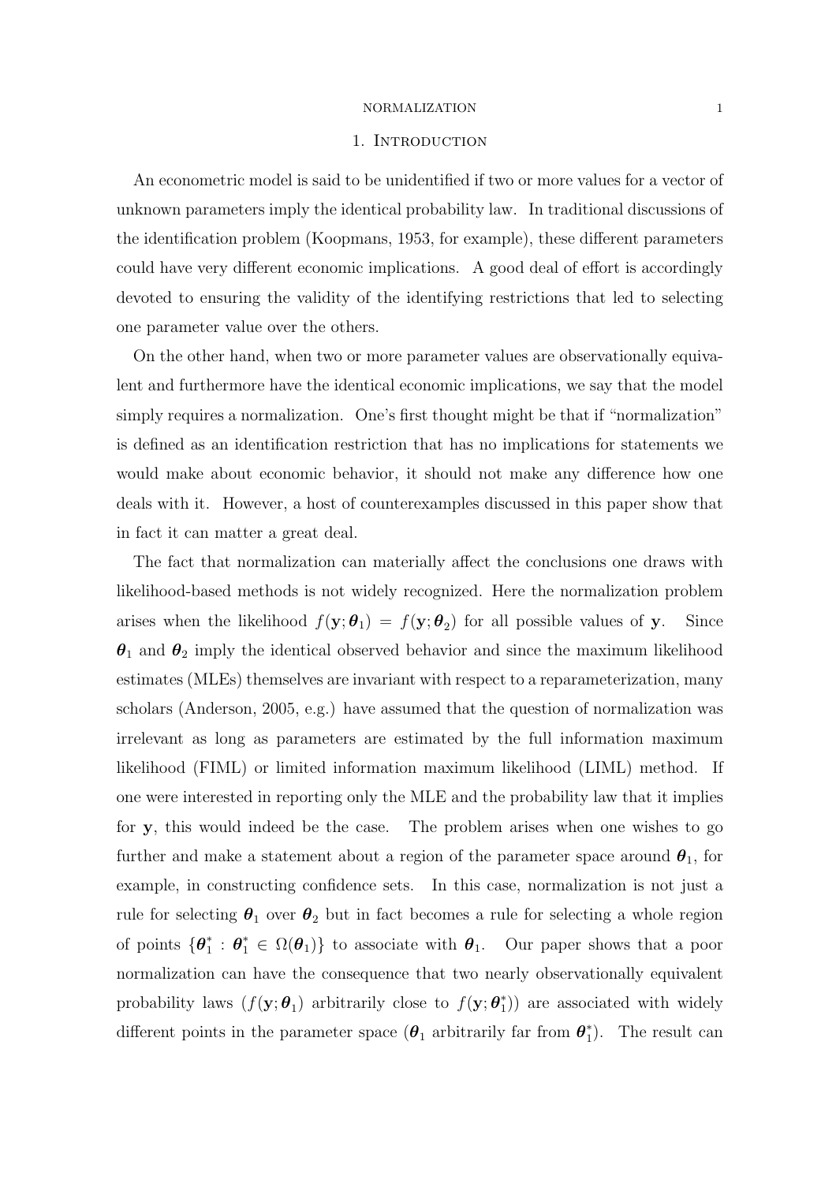## 1. Introduction

An econometric model is said to be unidentified if two or more values for a vector of unknown parameters imply the identical probability law. In traditional discussions of the identification problem (Koopmans, 1953, for example), these different parameters could have very different economic implications. A good deal of effort is accordingly devoted to ensuring the validity of the identifying restrictions that led to selecting one parameter value over the others.

On the other hand, when two or more parameter values are observationally equivalent and furthermore have the identical economic implications, we say that the model simply requires a normalization. One's first thought might be that if "normalization" is defined as an identification restriction that has no implications for statements we would make about economic behavior, it should not make any difference how one deals with it. However, a host of counterexamples discussed in this paper show that in fact it can matter a great deal.

The fact that normalization can materially affect the conclusions one draws with likelihood-based methods is not widely recognized. Here the normalization problem arises when the likelihood $f(\mathbf{y}; \boldsymbol{\theta}_1) = f(\mathbf{y}; \boldsymbol{\theta}_2)$ for all possible values of $\mathbf{y}$. Since $\boldsymbol{\theta}_1$ and $\boldsymbol{\theta}_2$ imply the identical observed behavior and since the maximum likelihood estimates (MLEs) themselves are invariant with respect to a reparameterization, many scholars (Anderson, 2005, e.g.) have assumed that the question of normalization was irrelevant as long as parameters are estimated by the full information maximum likelihood (FIML) or limited information maximum likelihood (LIML) method. If one were interested in reporting only the MLE and the probability law that it implies for $\mathbf{y}$, this would indeed be the case. The problem arises when one wishes to go further and make a statement about a region of the parameter space around $\boldsymbol{\theta}_1$, for example, in constructing confidence sets. In this case, normalization is not just a rule for selecting $\boldsymbol{\theta}_1$ over $\boldsymbol{\theta}_2$ but in fact becomes a rule for selecting a whole region of points $\{\boldsymbol{\theta}_1^* : \boldsymbol{\theta}_1^* \in \Omega(\boldsymbol{\theta}_1)\}$ to associate with $\boldsymbol{\theta}_1$. Our paper shows that a poor normalization can have the consequence that two nearly observationally equivalent probability laws ($f(\mathbf{y}; \boldsymbol{\theta}_1)$ arbitrarily close to $f(\mathbf{y}; \boldsymbol{\theta}_1^*)$) are associated with widely different points in the parameter space ($\boldsymbol{\theta}_1$ arbitrarily far from $\boldsymbol{\theta}_1^*$). The result can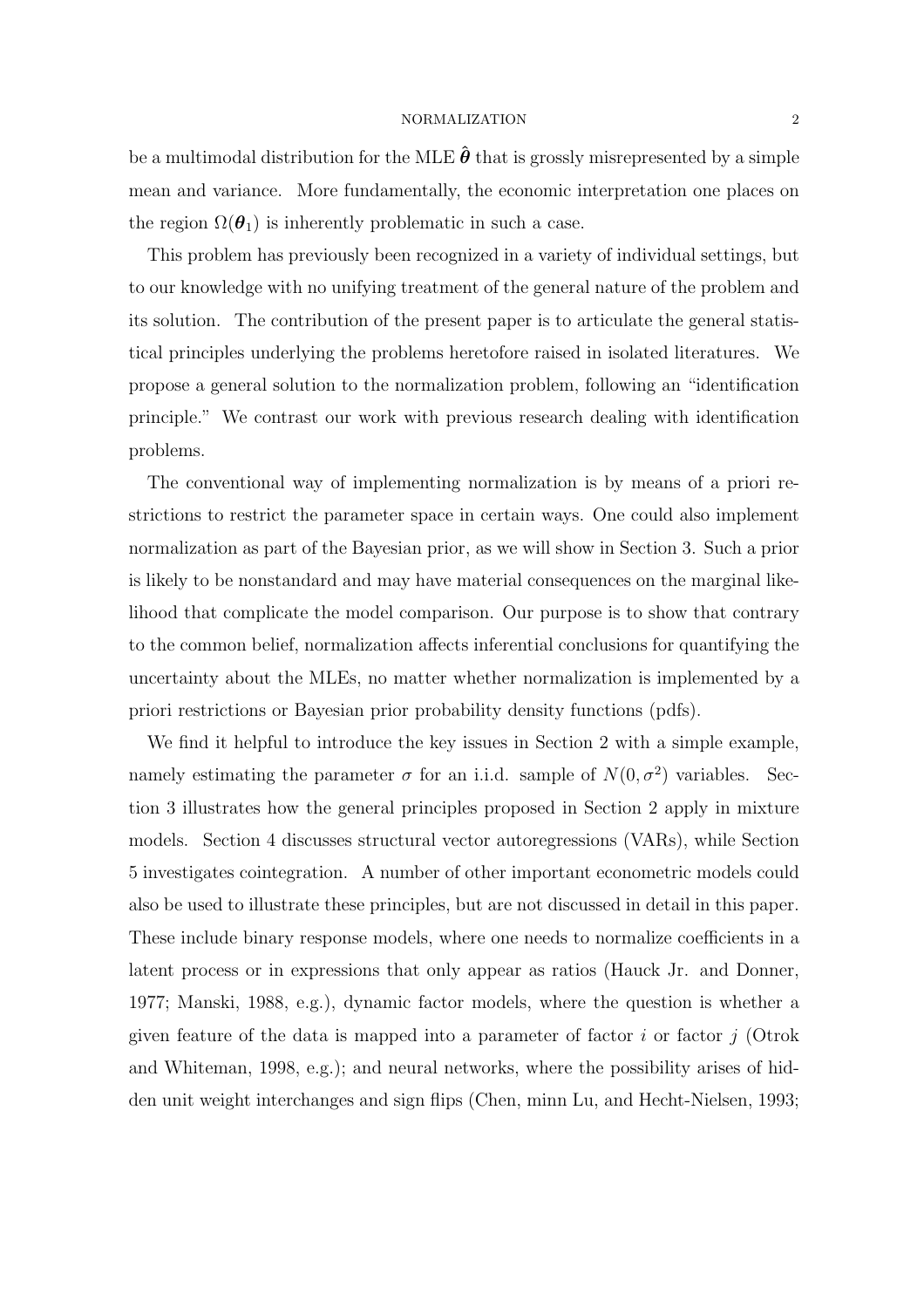be a multimodal distribution for the MLE $\hat{\boldsymbol{\theta}}$ that is grossly misrepresented by a simple mean and variance. More fundamentally, the economic interpretation one places on the region $\Omega(\boldsymbol{\theta}_1)$ is inherently problematic in such a case.

This problem has previously been recognized in a variety of individual settings, but to our knowledge with no unifying treatment of the general nature of the problem and its solution. The contribution of the present paper is to articulate the general statistical principles underlying the problems heretofore raised in isolated literatures. We propose a general solution to the normalization problem, following an "identification principle." We contrast our work with previous research dealing with identification problems.

The conventional way of implementing normalization is by means of a priori restrictions to restrict the parameter space in certain ways. One could also implement normalization as part of the Bayesian prior, as we will show in Section 3. Such a prior is likely to be nonstandard and may have material consequences on the marginal likelihood that complicate the model comparison. Our purpose is to show that contrary to the common belief, normalization affects inferential conclusions for quantifying the uncertainty about the MLEs, no matter whether normalization is implemented by a priori restrictions or Bayesian prior probability density functions (pdfs).

We find it helpful to introduce the key issues in Section 2 with a simple example, namely estimating the parameter $\sigma$ for an i.i.d. sample of $N(0, \sigma^2)$ variables. Section 3 illustrates how the general principles proposed in Section 2 apply in mixture models. Section 4 discusses structural vector autoregressions (VARs), while Section 5 investigates cointegration. A number of other important econometric models could also be used to illustrate these principles, but are not discussed in detail in this paper. These include binary response models, where one needs to normalize coefficients in a latent process or in expressions that only appear as ratios (Hauck Jr. and Donner, 1977; Manski, 1988, e.g.), dynamic factor models, where the question is whether a given feature of the data is mapped into a parameter of factor $i$ or factor $j$ (Otrok and Whiteman, 1998, e.g.); and neural networks, where the possibility arises of hidden unit weight interchanges and sign flips (Chen, minn Lu, and Hecht-Nielsen, 1993;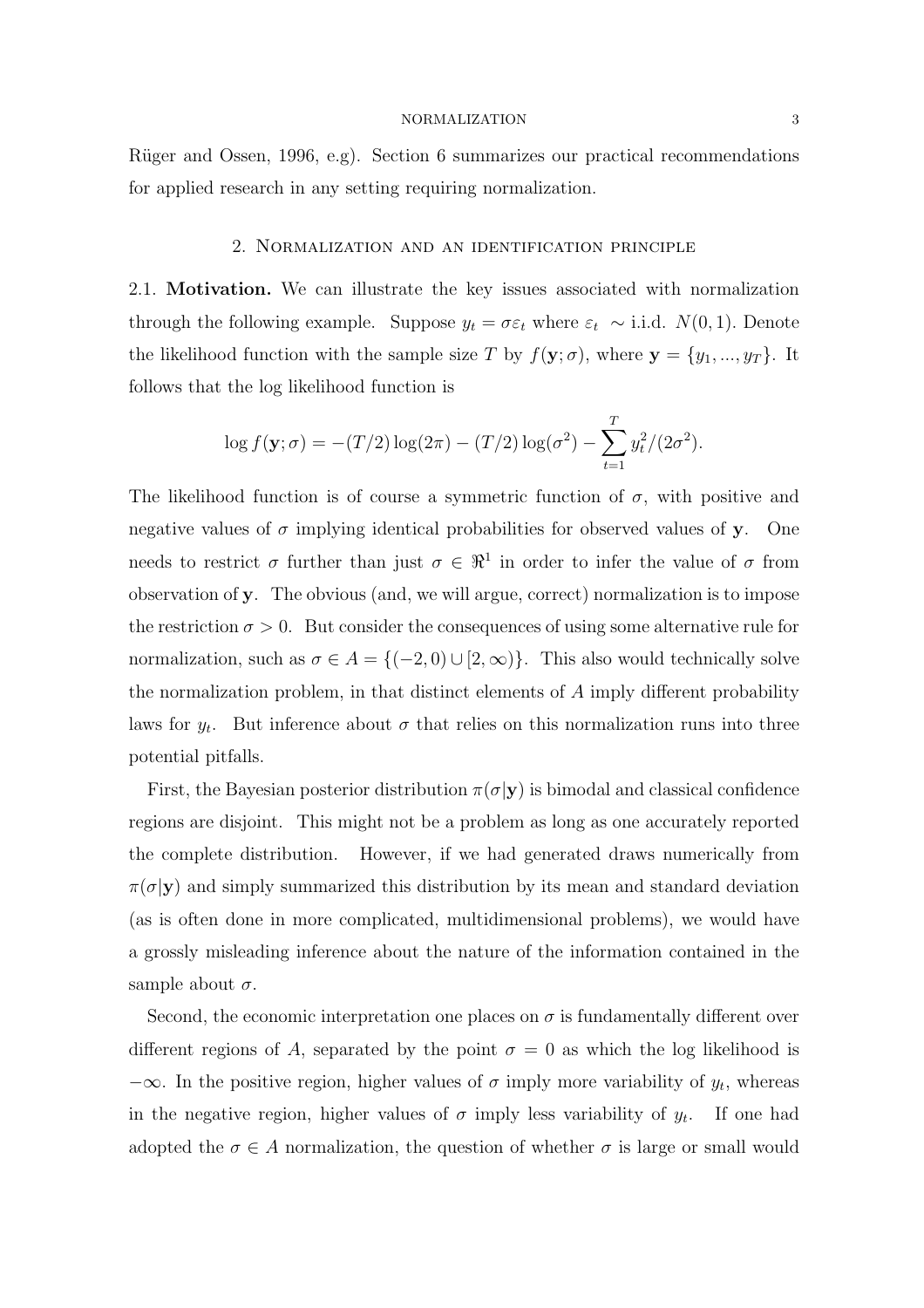Rüger and Ossen, 1996, e.g). Section 6 summarizes our practical recommendations for applied research in any setting requiring normalization.

## 2. Normalization and an identification principle

2.1. **Motivation.** We can illustrate the key issues associated with normalization through the following example. Suppose $y_t = \sigma\varepsilon_t$ where $\varepsilon_t \sim$ i.i.d. $N(0,1)$. Denote the likelihood function with the sample size $T$ by $f(\mathbf{y};\sigma)$, where $\mathbf{y} = \{y_1, ..., y_T\}$. It follows that the log likelihood function is

$$\log f(\mathbf{y};\sigma) = -(T/2)\log(2\pi) - (T/2)\log(\sigma^2) - \sum_{t=1}^{T} y_t^2/(2\sigma^2).$$

The likelihood function is of course a symmetric function of $\sigma$, with positive and negative values of $\sigma$ implying identical probabilities for observed values of $\mathbf{y}$. One needs to restrict $\sigma$ further than just $\sigma \in \Re^1$ in order to infer the value of $\sigma$ from observation of $\mathbf{y}$. The obvious (and, we will argue, correct) normalization is to impose the restriction $\sigma > 0$. But consider the consequences of using some alternative rule for normalization, such as $\sigma \in A = \{(-2,0) \cup [2,\infty)\}$. This also would technically solve the normalization problem, in that distinct elements of $A$ imply different probability laws for $y_t$. But inference about $\sigma$ that relies on this normalization runs into three potential pitfalls.

First, the Bayesian posterior distribution $\pi(\sigma|\mathbf{y})$ is bimodal and classical confidence regions are disjoint. This might not be a problem as long as one accurately reported the complete distribution. However, if we had generated draws numerically from $\pi(\sigma|\mathbf{y})$ and simply summarized this distribution by its mean and standard deviation (as is often done in more complicated, multidimensional problems), we would have a grossly misleading inference about the nature of the information contained in the sample about $\sigma$.

Second, the economic interpretation one places on $\sigma$ is fundamentally different over different regions of $A$, separated by the point $\sigma = 0$ as which the log likelihood is $-\infty$. In the positive region, higher values of $\sigma$ imply more variability of $y_t$, whereas in the negative region, higher values of $\sigma$ imply less variability of $y_t$. If one had adopted the $\sigma \in A$ normalization, the question of whether $\sigma$ is large or small would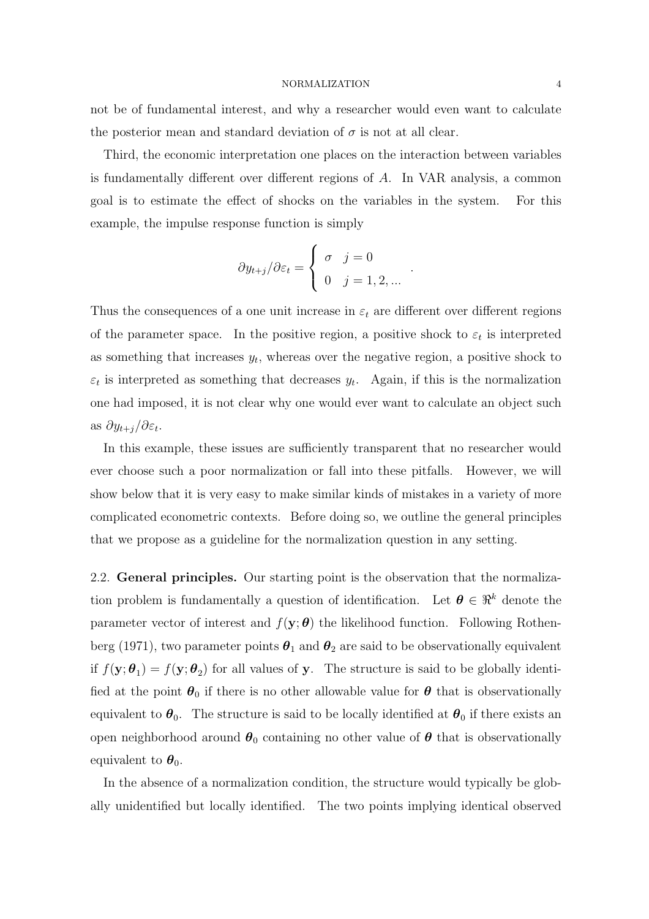not be of fundamental interest, and why a researcher would even want to calculate the posterior mean and standard deviation of $\sigma$ is not at all clear.

Third, the economic interpretation one places on the interaction between variables is fundamentally different over different regions of $A$. In VAR analysis, a common goal is to estimate the effect of shocks on the variables in the system. For this example, the impulse response function is simply

$$\partial y_{t+j}/\partial \varepsilon_t = \begin{cases} \sigma & j = 0 \\ 0 & j = 1, 2, ... \end{cases}.$$

Thus the consequences of a one unit increase in $\varepsilon_t$ are different over different regions of the parameter space. In the positive region, a positive shock to $\varepsilon_t$ is interpreted as something that increases $y_t$, whereas over the negative region, a positive shock to $\varepsilon_t$ is interpreted as something that decreases $y_t$. Again, if this is the normalization one had imposed, it is not clear why one would ever want to calculate an object such as $\partial y_{t+j}/\partial \varepsilon_t$.

In this example, these issues are sufficiently transparent that no researcher would ever choose such a poor normalization or fall into these pitfalls. However, we will show below that it is very easy to make similar kinds of mistakes in a variety of more complicated econometric contexts. Before doing so, we outline the general principles that we propose as a guideline for the normalization question in any setting.

2.2. **General principles.** Our starting point is the observation that the normalization problem is fundamentally a question of identification. Let $\boldsymbol{\theta} \in \Re^k$ denote the parameter vector of interest and $f(\mathbf{y}; \boldsymbol{\theta})$ the likelihood function. Following Rothenberg (1971), two parameter points $\boldsymbol{\theta}_1$ and $\boldsymbol{\theta}_2$ are said to be observationally equivalent if $f(\mathbf{y}; \boldsymbol{\theta}_1) = f(\mathbf{y}; \boldsymbol{\theta}_2)$ for all values of $\mathbf{y}$. The structure is said to be globally identified at the point $\boldsymbol{\theta}_0$ if there is no other allowable value for $\boldsymbol{\theta}$ that is observationally equivalent to $\boldsymbol{\theta}_0$. The structure is said to be locally identified at $\boldsymbol{\theta}_0$ if there exists an open neighborhood around $\boldsymbol{\theta}_0$ containing no other value of $\boldsymbol{\theta}$ that is observationally equivalent to $\boldsymbol{\theta}_0$.

In the absence of a normalization condition, the structure would typically be globally unidentified but locally identified. The two points implying identical observed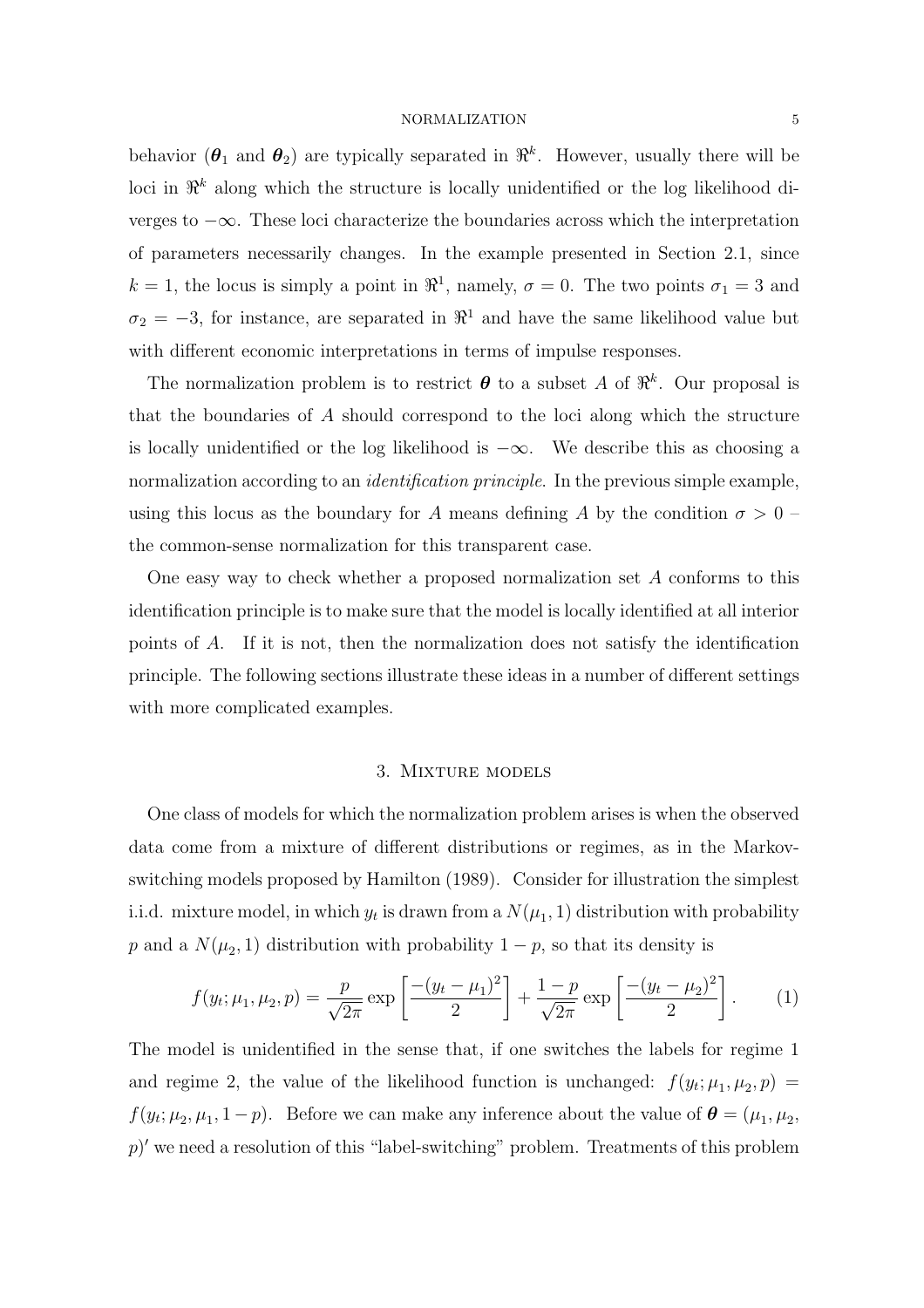behavior ($\boldsymbol{\theta}_1$ and $\boldsymbol{\theta}_2$) are typically separated in $\Re^k$. However, usually there will be loci in $\Re^k$ along which the structure is locally unidentified or the log likelihood diverges to $-\infty$. These loci characterize the boundaries across which the interpretation of parameters necessarily changes. In the example presented in Section 2.1, since $k = 1$, the locus is simply a point in $\Re^1$, namely, $\sigma = 0$. The two points $\sigma_1 = 3$ and $\sigma_2 = -3$, for instance, are separated in $\Re^1$ and have the same likelihood value but with different economic interpretations in terms of impulse responses.

The normalization problem is to restrict $\boldsymbol{\theta}$ to a subset $A$ of $\Re^k$. Our proposal is that the boundaries of $A$ should correspond to the loci along which the structure is locally unidentified or the log likelihood is $-\infty$. We describe this as choosing a normalization according to an *identification principle*. In the previous simple example, using this locus as the boundary for $A$ means defining $A$ by the condition $\sigma > 0$ – the common-sense normalization for this transparent case.

One easy way to check whether a proposed normalization set $A$ conforms to this identification principle is to make sure that the model is locally identified at all interior points of $A$. If it is not, then the normalization does not satisfy the identification principle. The following sections illustrate these ideas in a number of different settings with more complicated examples.

## 3. Mixture models

One class of models for which the normalization problem arises is when the observed data come from a mixture of different distributions or regimes, as in the Markov-switching models proposed by Hamilton (1989). Consider for illustration the simplest i.i.d. mixture model, in which $y_t$ is drawn from a $N(\mu_1, 1)$ distribution with probability $p$ and a $N(\mu_2, 1)$ distribution with probability $1 - p$, so that its density is

$$f(y_t; \mu_1, \mu_2, p) = \frac{p}{\sqrt{2\pi}} \exp\left[\frac{-(y_t - \mu_1)^2}{2}\right] + \frac{1-p}{\sqrt{2\pi}} \exp\left[\frac{-(y_t - \mu_2)^2}{2}\right]. \qquad (1)$$

The model is unidentified in the sense that, if one switches the labels for regime 1 and regime 2, the value of the likelihood function is unchanged: $f(y_t; \mu_1, \mu_2, p) = f(y_t; \mu_2, \mu_1, 1-p)$. Before we can make any inference about the value of $\boldsymbol{\theta} = (\mu_1, \mu_2, p)'$ we need a resolution of this "label-switching" problem. Treatments of this problem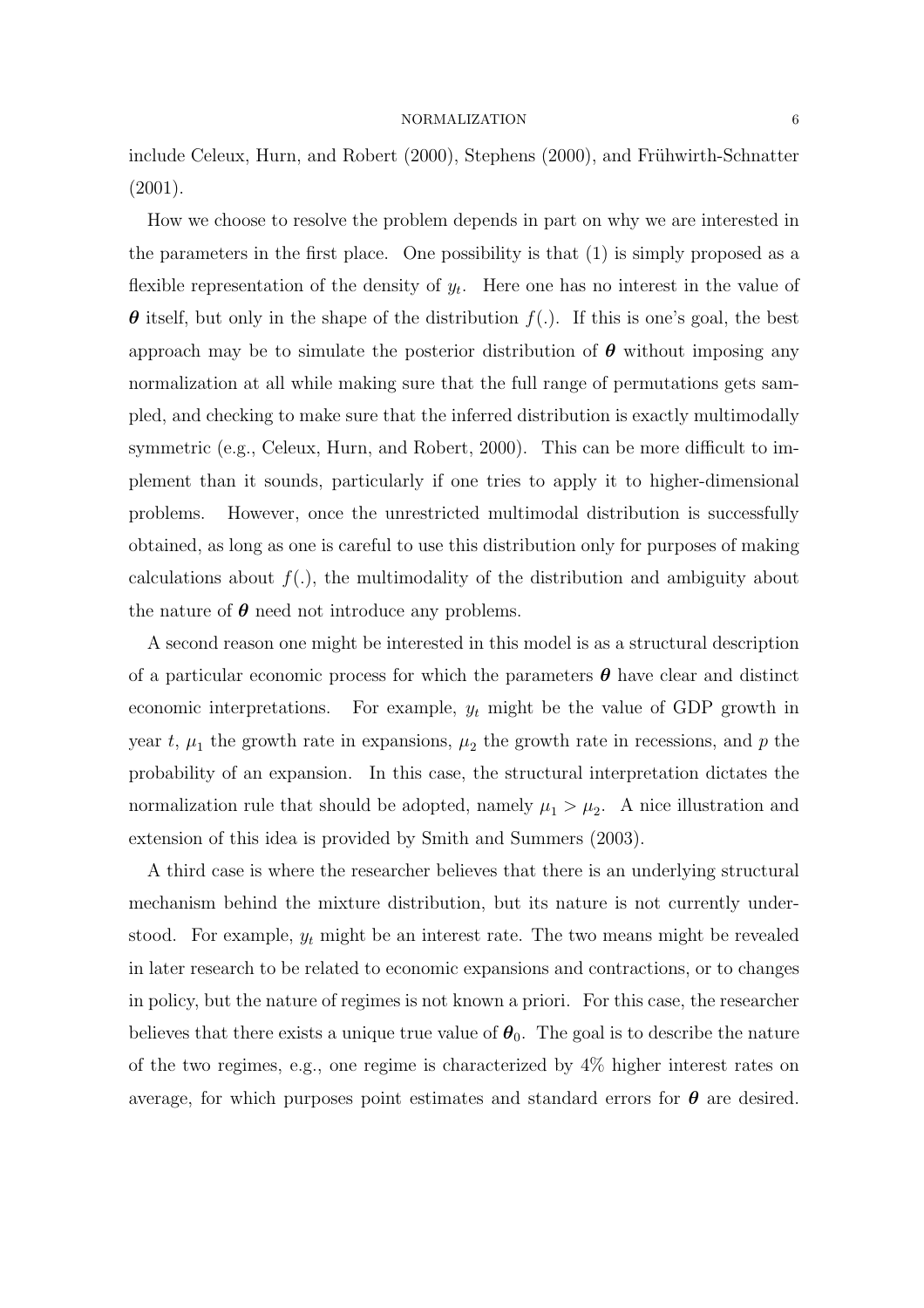include Celeux, Hurn, and Robert (2000), Stephens (2000), and Frühwirth-Schnatter (2001).

How we choose to resolve the problem depends in part on why we are interested in the parameters in the first place. One possibility is that (1) is simply proposed as a flexible representation of the density of $y_t$. Here one has no interest in the value of $\boldsymbol{\theta}$ itself, but only in the shape of the distribution $f(.)$. If this is one's goal, the best approach may be to simulate the posterior distribution of $\boldsymbol{\theta}$ without imposing any normalization at all while making sure that the full range of permutations gets sampled, and checking to make sure that the inferred distribution is exactly multimodally symmetric (e.g., Celeux, Hurn, and Robert, 2000). This can be more difficult to implement than it sounds, particularly if one tries to apply it to higher-dimensional problems. However, once the unrestricted multimodal distribution is successfully obtained, as long as one is careful to use this distribution only for purposes of making calculations about $f(.)$, the multimodality of the distribution and ambiguity about the nature of $\boldsymbol{\theta}$ need not introduce any problems.

A second reason one might be interested in this model is as a structural description of a particular economic process for which the parameters $\boldsymbol{\theta}$ have clear and distinct economic interpretations. For example, $y_t$ might be the value of GDP growth in year $t$, $\mu_1$ the growth rate in expansions, $\mu_2$ the growth rate in recessions, and $p$ the probability of an expansion. In this case, the structural interpretation dictates the normalization rule that should be adopted, namely $\mu_1 > \mu_2$. A nice illustration and extension of this idea is provided by Smith and Summers (2003).

A third case is where the researcher believes that there is an underlying structural mechanism behind the mixture distribution, but its nature is not currently understood. For example, $y_t$ might be an interest rate. The two means might be revealed in later research to be related to economic expansions and contractions, or to changes in policy, but the nature of regimes is not known a priori. For this case, the researcher believes that there exists a unique true value of $\boldsymbol{\theta}_0$. The goal is to describe the nature of the two regimes, e.g., one regime is characterized by 4% higher interest rates on average, for which purposes point estimates and standard errors for $\boldsymbol{\theta}$ are desired.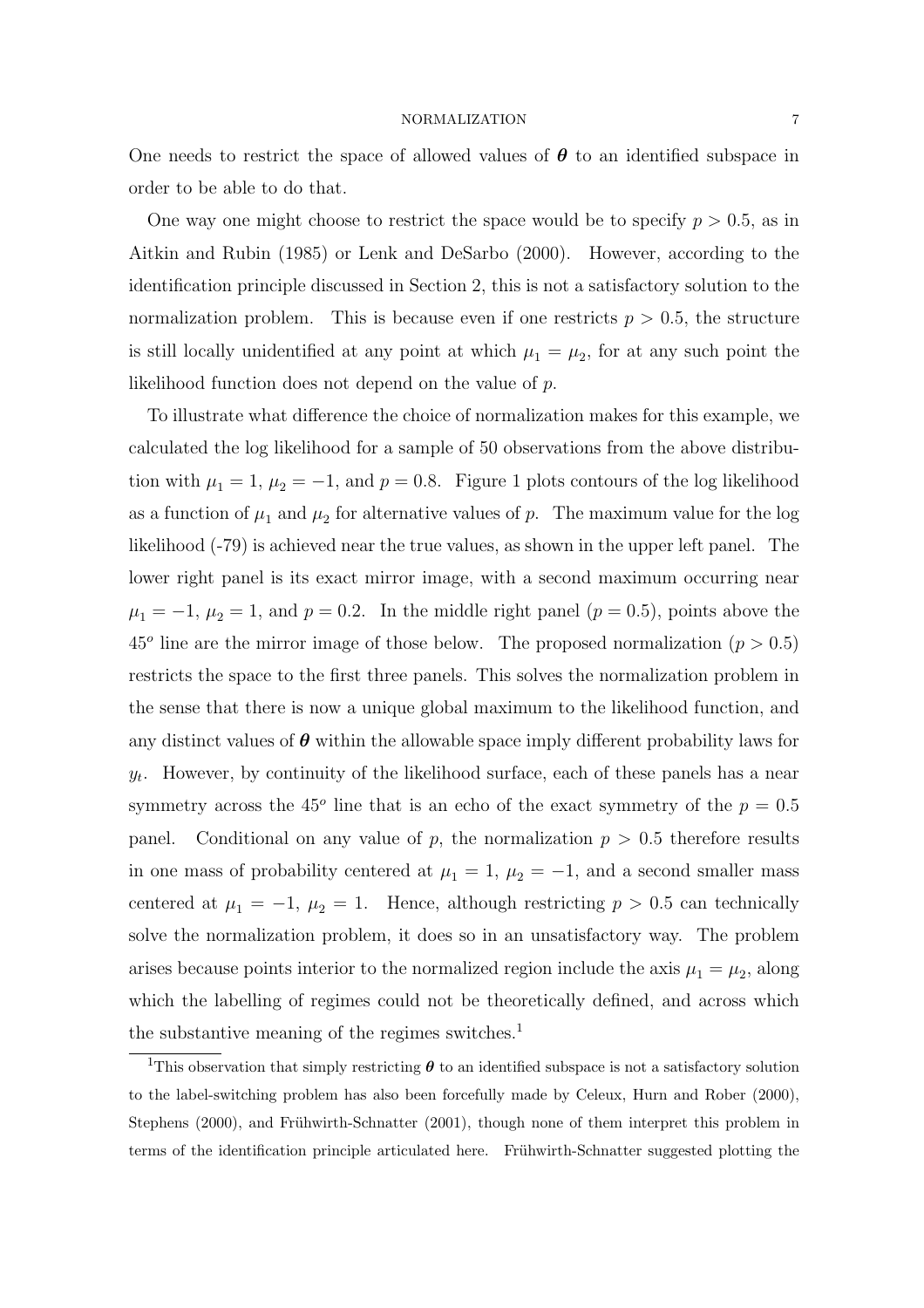One needs to restrict the space of allowed values of $\boldsymbol{\theta}$ to an identified subspace in order to be able to do that.

One way one might choose to restrict the space would be to specify $p > 0.5$, as in Aitkin and Rubin (1985) or Lenk and DeSarbo (2000). However, according to the identification principle discussed in Section 2, this is not a satisfactory solution to the normalization problem. This is because even if one restricts $p > 0.5$, the structure is still locally unidentified at any point at which $\mu_1 = \mu_2$, for at any such point the likelihood function does not depend on the value of $p$.

To illustrate what difference the choice of normalization makes for this example, we calculated the log likelihood for a sample of 50 observations from the above distribution with $\mu_1 = 1$, $\mu_2 = -1$, and $p = 0.8$. Figure 1 plots contours of the log likelihood as a function of $\mu_1$ and $\mu_2$ for alternative values of $p$. The maximum value for the log likelihood (-79) is achieved near the true values, as shown in the upper left panel. The lower right panel is its exact mirror image, with a second maximum occurring near $\mu_1 = -1$, $\mu_2 = 1$, and $p = 0.2$. In the middle right panel ($p = 0.5$), points above the $45^o$ line are the mirror image of those below. The proposed normalization ($p > 0.5$) restricts the space to the first three panels. This solves the normalization problem in the sense that there is now a unique global maximum to the likelihood function, and any distinct values of $\boldsymbol{\theta}$ within the allowable space imply different probability laws for $y_t$. However, by continuity of the likelihood surface, each of these panels has a near symmetry across the $45^o$ line that is an echo of the exact symmetry of the $p = 0.5$ panel. Conditional on any value of $p$, the normalization $p > 0.5$ therefore results in one mass of probability centered at $\mu_1 = 1$, $\mu_2 = -1$, and a second smaller mass centered at $\mu_1 = -1$, $\mu_2 = 1$. Hence, although restricting $p > 0.5$ can technically solve the normalization problem, it does so in an unsatisfactory way. The problem arises because points interior to the normalized region include the axis $\mu_1 = \mu_2$, along which the labelling of regimes could not be theoretically defined, and across which the substantive meaning of the regimes switches.[1]

[1]This observation that simply restricting $\boldsymbol{\theta}$ to an identified subspace is not a satisfactory solution to the label-switching problem has also been forcefully made by Celeux, Hurn and Rober (2000), Stephens (2000), and Frühwirth-Schnatter (2001), though none of them interpret this problem in terms of the identification principle articulated here. Frühwirth-Schnatter suggested plotting the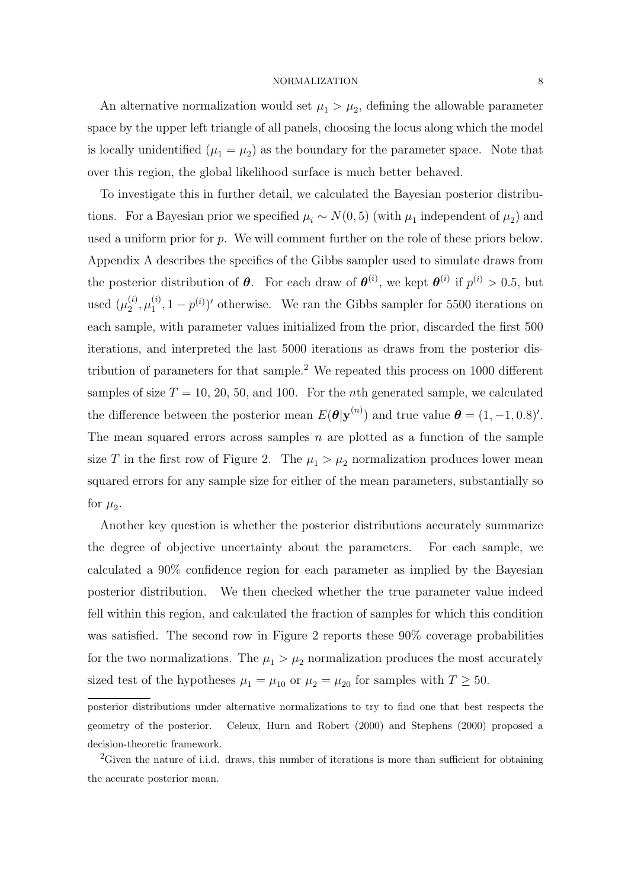An alternative normalization would set $\mu_1 > \mu_2$, defining the allowable parameter space by the upper left triangle of all panels, choosing the locus along which the model is locally unidentified ($\mu_1 = \mu_2$) as the boundary for the parameter space. Note that over this region, the global likelihood surface is much better behaved.

To investigate this in further detail, we calculated the Bayesian posterior distributions. For a Bayesian prior we specified $\mu_i \sim N(0, 5)$ (with $\mu_1$ independent of $\mu_2$) and used a uniform prior for $p$. We will comment further on the role of these priors below. Appendix A describes the specifics of the Gibbs sampler used to simulate draws from the posterior distribution of $\boldsymbol{\theta}$. For each draw of $\boldsymbol{\theta}^{(i)}$, we kept $\boldsymbol{\theta}^{(i)}$ if $p^{(i)} > 0.5$, but used $(\mu_2^{(i)}, \mu_1^{(i)}, 1 - p^{(i)})'$ otherwise. We ran the Gibbs sampler for 5500 iterations on each sample, with parameter values initialized from the prior, discarded the first 500 iterations, and interpreted the last 5000 iterations as draws from the posterior distribution of parameters for that sample.[2] We repeated this process on 1000 different samples of size $T = 10$, 20, 50, and 100. For the $n$th generated sample, we calculated the difference between the posterior mean $E(\boldsymbol{\theta}|\mathbf{y}^{(n)})$ and true value $\boldsymbol{\theta} = (1, -1, 0.8)'$. The mean squared errors across samples $n$ are plotted as a function of the sample size $T$ in the first row of Figure 2. The $\mu_1 > \mu_2$ normalization produces lower mean squared errors for any sample size for either of the mean parameters, substantially so for $\mu_2$.

Another key question is whether the posterior distributions accurately summarize the degree of objective uncertainty about the parameters. For each sample, we calculated a 90% confidence region for each parameter as implied by the Bayesian posterior distribution. We then checked whether the true parameter value indeed fell within this region, and calculated the fraction of samples for which this condition was satisfied. The second row in Figure 2 reports these 90% coverage probabilities for the two normalizations. The $\mu_1 > \mu_2$ normalization produces the most accurately sized test of the hypotheses $\mu_1 = \mu_{10}$ or $\mu_2 = \mu_{20}$ for samples with $T \geq 50$.

---

posterior distributions under alternative normalizations to try to find one that best respects the geometry of the posterior. Celeux, Hurn and Robert (2000) and Stephens (2000) proposed a decision-theoretic framework.

[2] Given the nature of i.i.d. draws, this number of iterations is more than sufficient for obtaining the accurate posterior mean.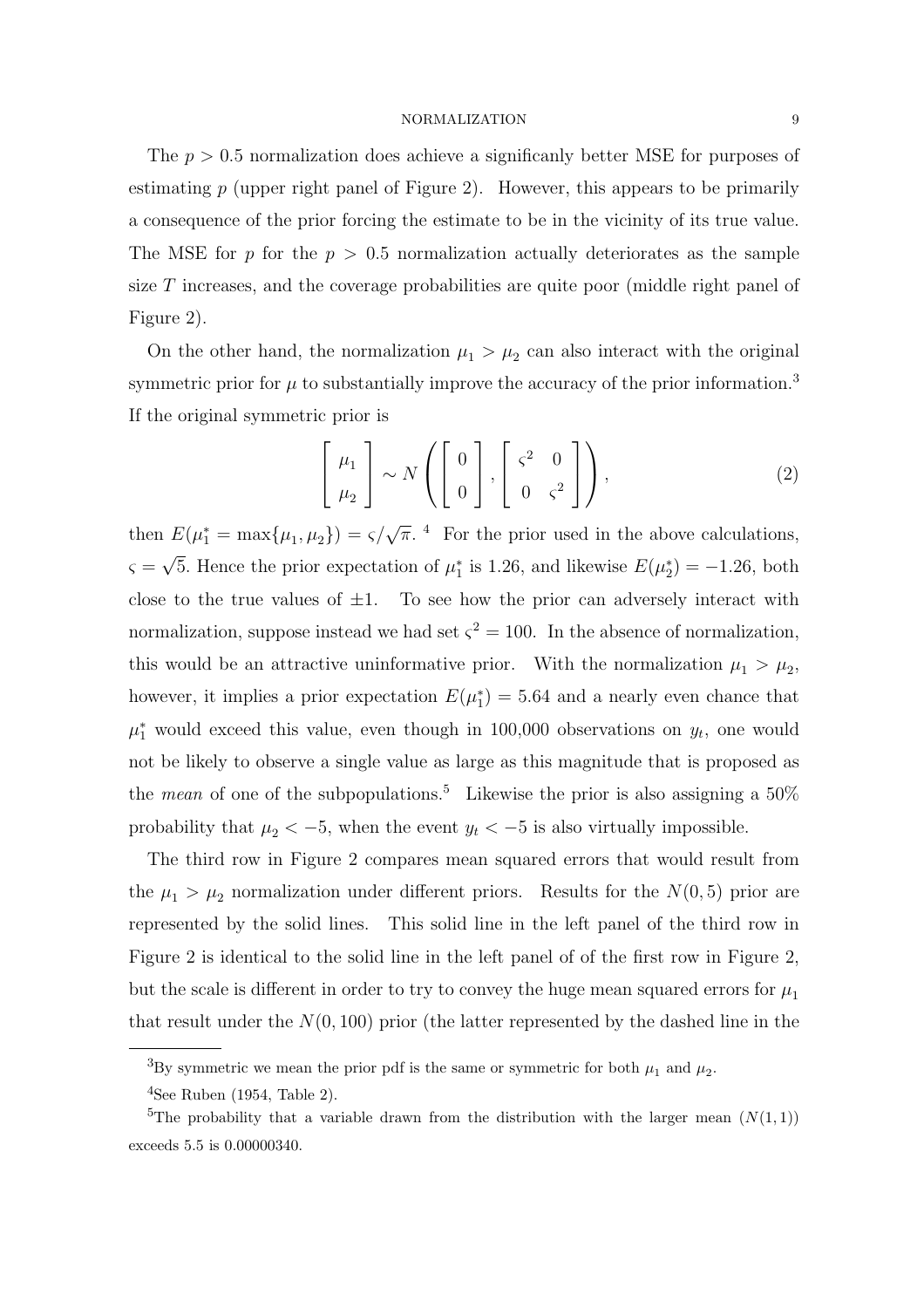The $p > 0.5$ normalization does achieve a significanly better MSE for purposes of estimating $p$ (upper right panel of Figure 2). However, this appears to be primarily a consequence of the prior forcing the estimate to be in the vicinity of its true value. The MSE for $p$ for the $p > 0.5$ normalization actually deteriorates as the sample size $T$ increases, and the coverage probabilities are quite poor (middle right panel of Figure 2).

On the other hand, the normalization $\mu_1 > \mu_2$ can also interact with the original symmetric prior for $\mu$ to substantially improve the accuracy of the prior information.[3] If the original symmetric prior is

$$\begin{bmatrix} \mu_1 \\ \mu_2 \end{bmatrix} \sim N\left( \begin{bmatrix} 0 \\ 0 \end{bmatrix}, \begin{bmatrix} \varsigma^2 & 0 \\ 0 & \varsigma^2 \end{bmatrix} \right), \tag{2}$$

then $E(\mu_1^* = \max\{\mu_1, \mu_2\}) = \varsigma/\sqrt{\pi}$.[4] For the prior used in the above calculations, $\varsigma = \sqrt{5}$. Hence the prior expectation of $\mu_1^*$ is 1.26, and likewise $E(\mu_2^*) = -1.26$, both close to the true values of $\pm 1$. To see how the prior can adversely interact with normalization, suppose instead we had set $\varsigma^2 = 100$. In the absence of normalization, this would be an attractive uninformative prior. With the normalization $\mu_1 > \mu_2$, however, it implies a prior expectation $E(\mu_1^*) = 5.64$ and a nearly even chance that $\mu_1^*$ would exceed this value, even though in 100,000 observations on $y_t$, one would not be likely to observe a single value as large as this magnitude that is proposed as the *mean* of one of the subpopulations.[5] Likewise the prior is also assigning a 50% probability that $\mu_2 < -5$, when the event $y_t < -5$ is also virtually impossible.

The third row in Figure 2 compares mean squared errors that would result from the $\mu_1 > \mu_2$ normalization under different priors. Results for the $N(0, 5)$ prior are represented by the solid lines. This solid line in the left panel of the third row in Figure 2 is identical to the solid line in the left panel of of the first row in Figure 2, but the scale is different in order to try to convey the huge mean squared errors for $\mu_1$ that result under the $N(0, 100)$ prior (the latter represented by the dashed line in the

---

[3] By symmetric we mean the prior pdf is the same or symmetric for both $\mu_1$ and $\mu_2$.

[4] See Ruben (1954, Table 2).

[5] The probability that a variable drawn from the distribution with the larger mean ($N(1, 1)$) exceeds 5.5 is 0.00000340.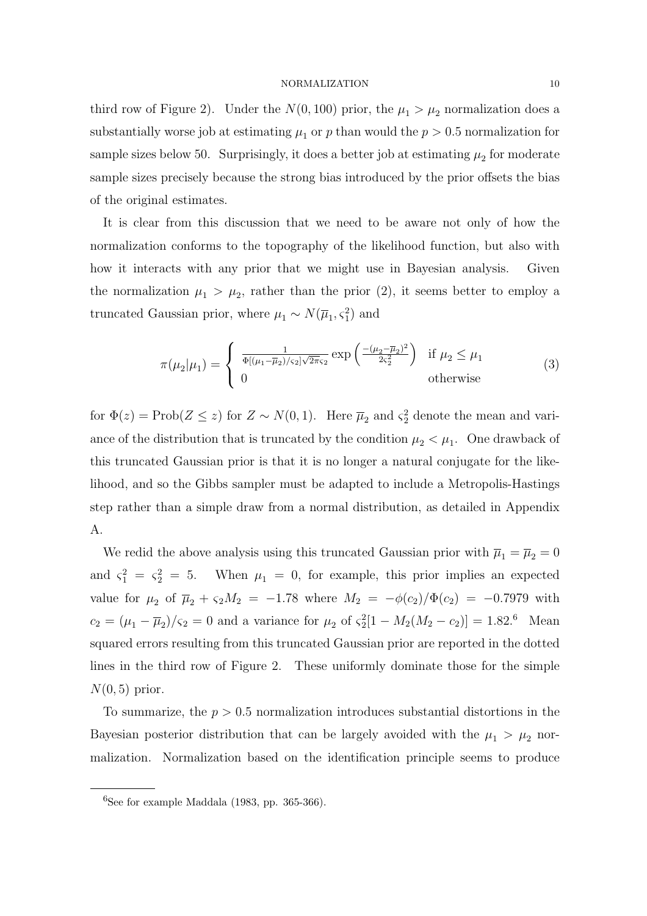third row of Figure 2). Under the $N(0, 100)$ prior, the $\mu_1 > \mu_2$ normalization does a substantially worse job at estimating $\mu_1$ or $p$ than would the $p > 0.5$ normalization for sample sizes below 50. Surprisingly, it does a better job at estimating $\mu_2$ for moderate sample sizes precisely because the strong bias introduced by the prior offsets the bias of the original estimates.

It is clear from this discussion that we need to be aware not only of how the normalization conforms to the topography of the likelihood function, but also with how it interacts with any prior that we might use in Bayesian analysis. Given the normalization $\mu_1 > \mu_2$, rather than the prior (2), it seems better to employ a truncated Gaussian prior, where $\mu_1 \sim N(\overline{\mu}_1, \varsigma_1^2)$ and

$$\pi(\mu_2|\mu_1) = \begin{cases} \frac{1}{\Phi[(\mu_1 - \overline{\mu}_2)/\varsigma_2]\sqrt{2\pi}\varsigma_2} \exp\left(\frac{-(\mu_2 - \overline{\mu}_2)^2}{2\varsigma_2^2}\right) & \text{if } \mu_2 \leq \mu_1 \\ 0 & \text{otherwise} \end{cases} \tag{3}$$

for $\Phi(z) = \text{Prob}(Z \leq z)$ for $Z \sim N(0, 1)$. Here $\overline{\mu}_2$ and $\varsigma_2^2$ denote the mean and variance of the distribution that is truncated by the condition $\mu_2 < \mu_1$. One drawback of this truncated Gaussian prior is that it is no longer a natural conjugate for the likelihood, and so the Gibbs sampler must be adapted to include a Metropolis-Hastings step rather than a simple draw from a normal distribution, as detailed in Appendix A.

We redid the above analysis using this truncated Gaussian prior with $\overline{\mu}_1 = \overline{\mu}_2 = 0$ and $\varsigma_1^2 = \varsigma_2^2 = 5$. When $\mu_1 = 0$, for example, this prior implies an expected value for $\mu_2$ of $\overline{\mu}_2 + \varsigma_2 M_2 = -1.78$ where $M_2 = -\phi(c_2)/\Phi(c_2) = -0.7979$ with $c_2 = (\mu_1 - \overline{\mu}_2)/\varsigma_2 = 0$ and a variance for $\mu_2$ of $\varsigma_2^2[1 - M_2(M_2 - c_2)] = 1.82$.[6] Mean squared errors resulting from this truncated Gaussian prior are reported in the dotted lines in the third row of Figure 2. These uniformly dominate those for the simple $N(0, 5)$ prior.

To summarize, the $p > 0.5$ normalization introduces substantial distortions in the Bayesian posterior distribution that can be largely avoided with the $\mu_1 > \mu_2$ normalization. Normalization based on the identification principle seems to produce

[6] See for example Maddala (1983, pp. 365-366).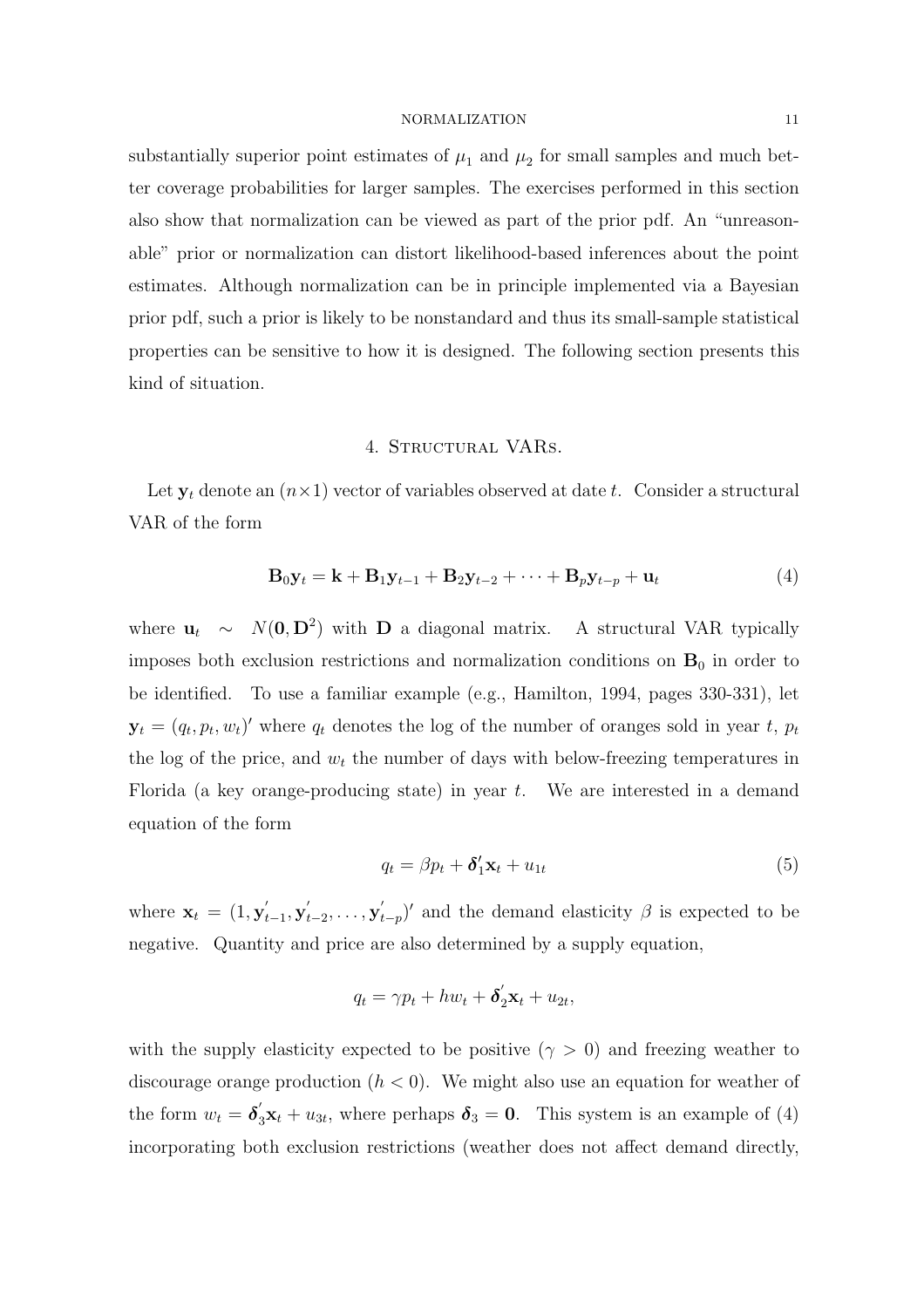substantially superior point estimates of $\mu_1$ and $\mu_2$ for small samples and much better coverage probabilities for larger samples. The exercises performed in this section also show that normalization can be viewed as part of the prior pdf. An "unreasonable" prior or normalization can distort likelihood-based inferences about the point estimates. Although normalization can be in principle implemented via a Bayesian prior pdf, such a prior is likely to be nonstandard and thus its small-sample statistical properties can be sensitive to how it is designed. The following section presents this kind of situation.

## 4. Structural VARs.

Let $\mathbf{y}_t$ denote an $(n \times 1)$ vector of variables observed at date $t$. Consider a structural VAR of the form

$$\mathbf{B}_0 \mathbf{y}_t = \mathbf{k} + \mathbf{B}_1 \mathbf{y}_{t-1} + \mathbf{B}_2 \mathbf{y}_{t-2} + \cdots + \mathbf{B}_p \mathbf{y}_{t-p} + \mathbf{u}_t \tag{4}$$

where $\mathbf{u}_t \sim N(\mathbf{0}, \mathbf{D}^2)$ with $\mathbf{D}$ a diagonal matrix. A structural VAR typically imposes both exclusion restrictions and normalization conditions on $\mathbf{B}_0$ in order to be identified. To use a familiar example (e.g., Hamilton, 1994, pages 330-331), let $\mathbf{y}_t = (q_t, p_t, w_t)'$ where $q_t$ denotes the log of the number of oranges sold in year $t$, $p_t$ the log of the price, and $w_t$ the number of days with below-freezing temperatures in Florida (a key orange-producing state) in year $t$. We are interested in a demand equation of the form

$$q_t = \beta p_t + \boldsymbol{\delta}_1' \mathbf{x}_t + u_{1t} \tag{5}$$

where $\mathbf{x}_t = (1, \mathbf{y}_{t-1}', \mathbf{y}_{t-2}', \ldots, \mathbf{y}_{t-p}')'$ and the demand elasticity $\beta$ is expected to be negative. Quantity and price are also determined by a supply equation,

$$q_t = \gamma p_t + h w_t + \boldsymbol{\delta}_2' \mathbf{x}_t + u_{2t},$$

with the supply elasticity expected to be positive ($\gamma > 0$) and freezing weather to discourage orange production ($h < 0$). We might also use an equation for weather of the form $w_t = \boldsymbol{\delta}_3' \mathbf{x}_t + u_{3t}$, where perhaps $\boldsymbol{\delta}_3 = \mathbf{0}$. This system is an example of (4) incorporating both exclusion restrictions (weather does not affect demand directly,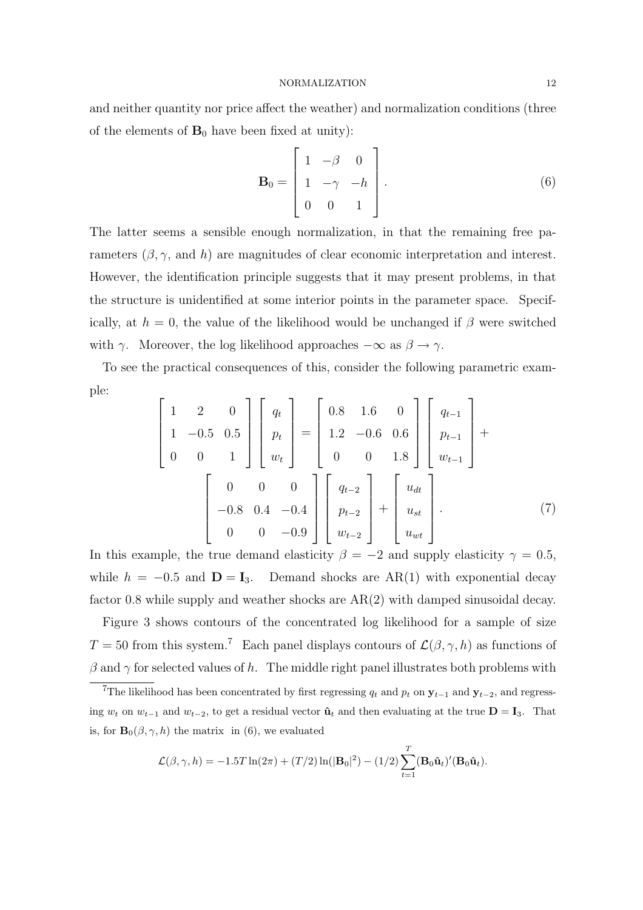and neither quantity nor price affect the weather) and normalization conditions (three of the elements of $\mathbf{B}_0$ have been fixed at unity):

$$\mathbf{B}_0 = \begin{bmatrix} 1 & -\beta & 0 \\ 1 & -\gamma & -h \\ 0 & 0 & 1 \end{bmatrix}. \tag{6}$$

The latter seems a sensible enough normalization, in that the remaining free parameters ($\beta, \gamma$, and $h$) are magnitudes of clear economic interpretation and interest. However, the identification principle suggests that it may present problems, in that the structure is unidentified at some interior points in the parameter space. Specifically, at $h = 0$, the value of the likelihood would be unchanged if $\beta$ were switched with $\gamma$. Moreover, the log likelihood approaches $-\infty$ as $\beta \to \gamma$.

To see the practical consequences of this, consider the following parametric example:

$$\begin{bmatrix} 1 & 2 & 0 \\ 1 & -0.5 & 0.5 \\ 0 & 0 & 1 \end{bmatrix} \begin{bmatrix} q_t \\ p_t \\ w_t \end{bmatrix} = \begin{bmatrix} 0.8 & 1.6 & 0 \\ 1.2 & -0.6 & 0.6 \\ 0 & 0 & 1.8 \end{bmatrix} \begin{bmatrix} q_{t-1} \\ p_{t-1} \\ w_{t-1} \end{bmatrix} + \begin{bmatrix} 0 & 0 & 0 \\ -0.8 & 0.4 & -0.4 \\ 0 & 0 & -0.9 \end{bmatrix} \begin{bmatrix} q_{t-2} \\ p_{t-2} \\ w_{t-2} \end{bmatrix} + \begin{bmatrix} u_{dt} \\ u_{st} \\ u_{wt} \end{bmatrix}. \tag{7}$$

In this example, the true demand elasticity $\beta = -2$ and supply elasticity $\gamma = 0.5$, while $h = -0.5$ and $\mathbf{D} = \mathbf{I}_3$. Demand shocks are AR(1) with exponential decay factor 0.8 while supply and weather shocks are AR(2) with damped sinusoidal decay.

Figure 3 shows contours of the concentrated log likelihood for a sample of size $T = 50$ from this system.[7] Each panel displays contours of $\mathcal{L}(\beta, \gamma, h)$ as functions of $\beta$ and $\gamma$ for selected values of $h$. The middle right panel illustrates both problems with

[7] The likelihood has been concentrated by first regressing $q_t$ and $p_t$ on $\mathbf{y}_{t-1}$ and $\mathbf{y}_{t-2}$, and regressing $w_t$ on $w_{t-1}$ and $w_{t-2}$, to get a residual vector $\hat{\mathbf{u}}_t$ and then evaluating at the true $\mathbf{D} = \mathbf{I}_3$. That is, for $\mathbf{B}_0(\beta, \gamma, h)$ the matrix in (6), we evaluated

$$\mathcal{L}(\beta, \gamma, h) = -1.5T \ln(2\pi) + (T/2) \ln(|\mathbf{B}_0|^2) - (1/2) \sum_{t=1}^{T} (\mathbf{B}_0 \hat{\mathbf{u}}_t)'(\mathbf{B}_0 \hat{\mathbf{u}}_t).$$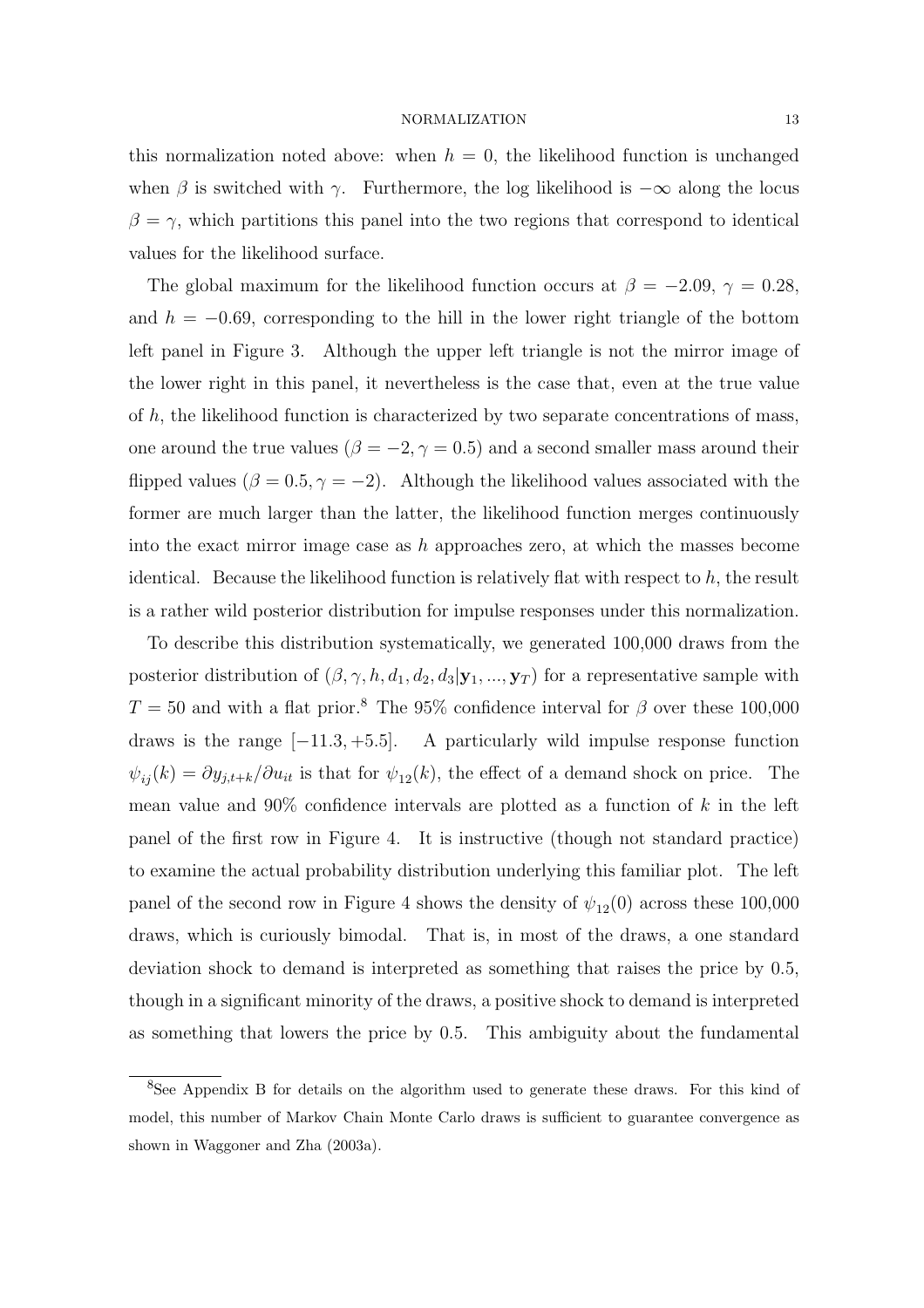this normalization noted above: when $h = 0$, the likelihood function is unchanged when $\beta$ is switched with $\gamma$. Furthermore, the log likelihood is $-\infty$ along the locus $\beta = \gamma$, which partitions this panel into the two regions that correspond to identical values for the likelihood surface.

The global maximum for the likelihood function occurs at $\beta = -2.09$, $\gamma = 0.28$, and $h = -0.69$, corresponding to the hill in the lower right triangle of the bottom left panel in Figure 3. Although the upper left triangle is not the mirror image of the lower right in this panel, it nevertheless is the case that, even at the true value of $h$, the likelihood function is characterized by two separate concentrations of mass, one around the true values ($\beta = -2, \gamma = 0.5$) and a second smaller mass around their flipped values ($\beta = 0.5, \gamma = -2$). Although the likelihood values associated with the former are much larger than the latter, the likelihood function merges continuously into the exact mirror image case as $h$ approaches zero, at which the masses become identical. Because the likelihood function is relatively flat with respect to $h$, the result is a rather wild posterior distribution for impulse responses under this normalization.

To describe this distribution systematically, we generated 100,000 draws from the posterior distribution of $(\beta, \gamma, h, d_1, d_2, d_3 | \mathbf{y}_1, ..., \mathbf{y}_T)$ for a representative sample with $T = 50$ and with a flat prior.[8] The 95% confidence interval for $\beta$ over these 100,000 draws is the range $[-11.3, +5.5]$. A particularly wild impulse response function $\psi_{ij}(k) = \partial y_{j,t+k} / \partial u_{it}$ is that for $\psi_{12}(k)$, the effect of a demand shock on price. The mean value and 90% confidence intervals are plotted as a function of $k$ in the left panel of the first row in Figure 4. It is instructive (though not standard practice) to examine the actual probability distribution underlying this familiar plot. The left panel of the second row in Figure 4 shows the density of $\psi_{12}(0)$ across these 100,000 draws, which is curiously bimodal. That is, in most of the draws, a one standard deviation shock to demand is interpreted as something that raises the price by 0.5, though in a significant minority of the draws, a positive shock to demand is interpreted as something that lowers the price by 0.5. This ambiguity about the fundamental

[8] See Appendix B for details on the algorithm used to generate these draws. For this kind of model, this number of Markov Chain Monte Carlo draws is sufficient to guarantee convergence as shown in Waggoner and Zha (2003a).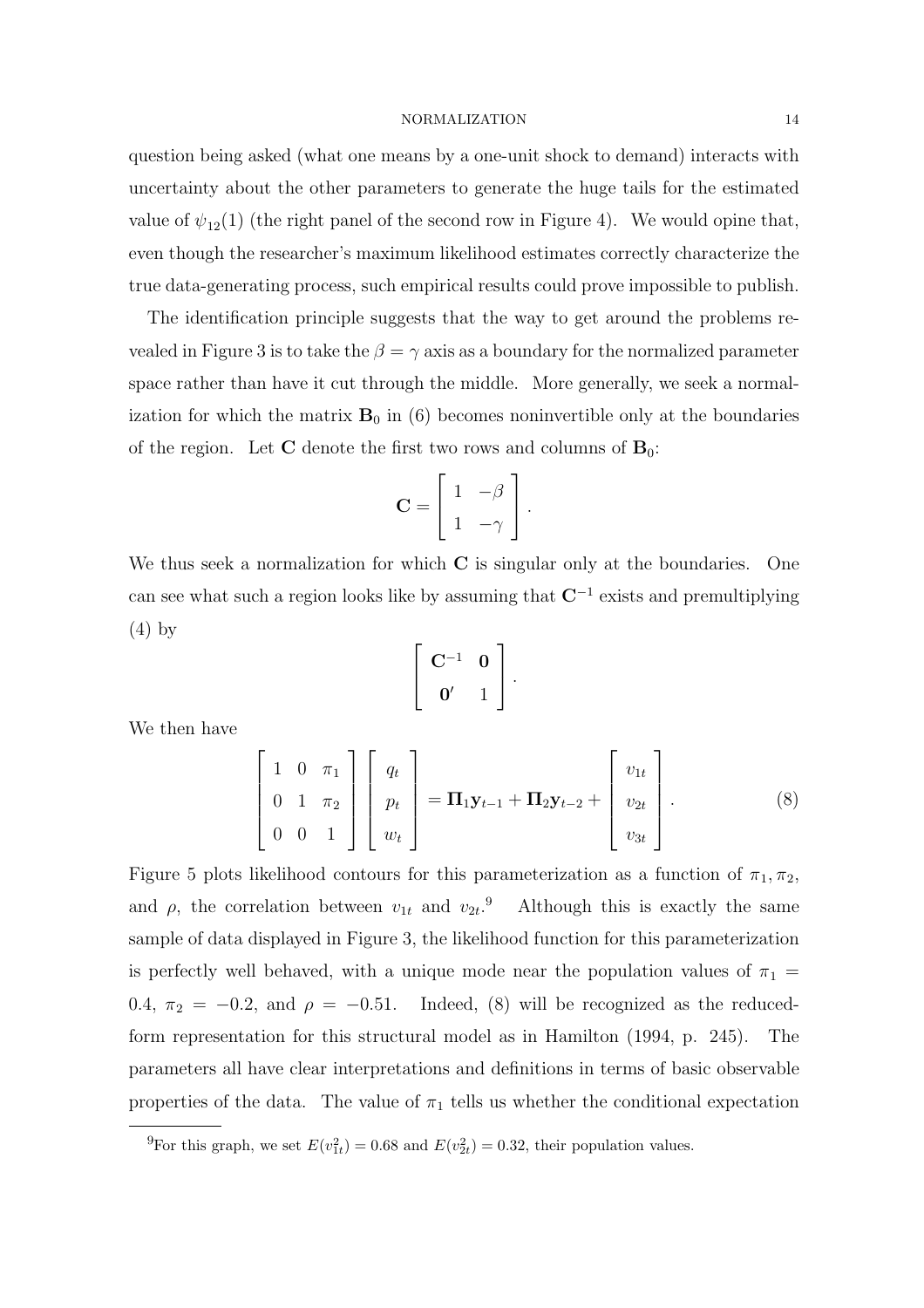question being asked (what one means by a one-unit shock to demand) interacts with uncertainty about the other parameters to generate the huge tails for the estimated value of $\psi_{12}(1)$ (the right panel of the second row in Figure 4). We would opine that, even though the researcher's maximum likelihood estimates correctly characterize the true data-generating process, such empirical results could prove impossible to publish.

The identification principle suggests that the way to get around the problems revealed in Figure 3 is to take the $\beta = \gamma$ axis as a boundary for the normalized parameter space rather than have it cut through the middle. More generally, we seek a normalization for which the matrix $\mathbf{B}_0$ in (6) becomes noninvertible only at the boundaries of the region. Let $\mathbf{C}$ denote the first two rows and columns of $\mathbf{B}_0$:

$$\mathbf{C} = \begin{bmatrix} 1 & -\beta \\ 1 & -\gamma \end{bmatrix}.$$

We thus seek a normalization for which $\mathbf{C}$ is singular only at the boundaries. One can see what such a region looks like by assuming that $\mathbf{C}^{-1}$ exists and premultiplying (4) by

$$\begin{bmatrix} \mathbf{C}^{-1} & \mathbf{0} \\ \mathbf{0}' & 1 \end{bmatrix}.$$

We then have

$$\begin{bmatrix} 1 & 0 & \pi_1 \\ 0 & 1 & \pi_2 \\ 0 & 0 & 1 \end{bmatrix} \begin{bmatrix} q_t \\ p_t \\ w_t \end{bmatrix} = \mathbf{\Pi}_1 \mathbf{y}_{t-1} + \mathbf{\Pi}_2 \mathbf{y}_{t-2} + \begin{bmatrix} v_{1t} \\ v_{2t} \\ v_{3t} \end{bmatrix}. \tag{8}$$

Figure 5 plots likelihood contours for this parameterization as a function of $\pi_1, \pi_2$, and $\rho$, the correlation between $v_{1t}$ and $v_{2t}$.[9] Although this is exactly the same sample of data displayed in Figure 3, the likelihood function for this parameterization is perfectly well behaved, with a unique mode near the population values of $\pi_1 = 0.4$, $\pi_2 = -0.2$, and $\rho = -0.51$. Indeed, (8) will be recognized as the reduced-form representation for this structural model as in Hamilton (1994, p. 245). The parameters all have clear interpretations and definitions in terms of basic observable properties of the data. The value of $\pi_1$ tells us whether the conditional expectation

[9] For this graph, we set $E(v_{1t}^2) = 0.68$ and $E(v_{2t}^2) = 0.32$, their population values.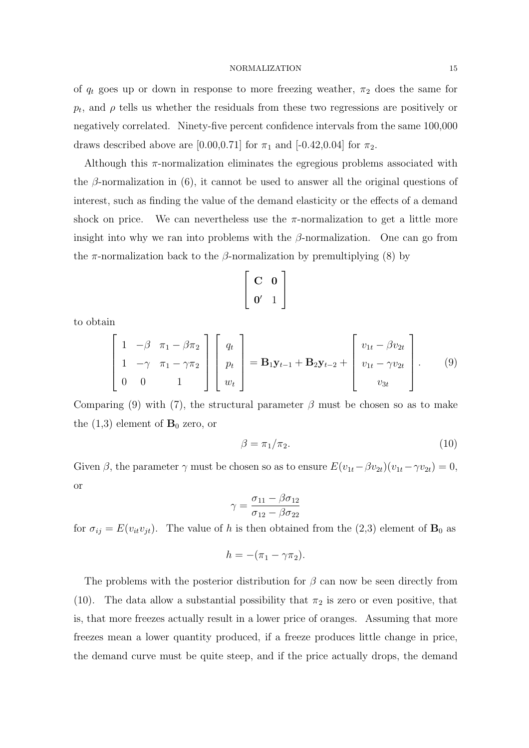of $q_t$ goes up or down in response to more freezing weather, $\pi_2$ does the same for $p_t$, and $\rho$ tells us whether the residuals from these two regressions are positively or negatively correlated. Ninety-five percent confidence intervals from the same 100,000 draws described above are [0.00,0.71] for $\pi_1$ and [-0.42,0.04] for $\pi_2$.

Although this $\pi$-normalization eliminates the egregious problems associated with the $\beta$-normalization in (6), it cannot be used to answer all the original questions of interest, such as finding the value of the demand elasticity or the effects of a demand shock on price. We can nevertheless use the $\pi$-normalization to get a little more insight into why we ran into problems with the $\beta$-normalization. One can go from the $\pi$-normalization back to the $\beta$-normalization by premultiplying (8) by

$$\begin{bmatrix} \mathbf{C} & \mathbf{0} \\ \mathbf{0}' & 1 \end{bmatrix}$$

to obtain

$$\begin{bmatrix} 1 & -\beta & \pi_1 - \beta\pi_2 \\ 1 & -\gamma & \pi_1 - \gamma\pi_2 \\ 0 & 0 & 1 \end{bmatrix} \begin{bmatrix} q_t \\ p_t \\ w_t \end{bmatrix} = \mathbf{B}_1 \mathbf{y}_{t-1} + \mathbf{B}_2 \mathbf{y}_{t-2} + \begin{bmatrix} v_{1t} - \beta v_{2t} \\ v_{1t} - \gamma v_{2t} \\ v_{3t} \end{bmatrix}. \tag{9}$$

Comparing (9) with (7), the structural parameter $\beta$ must be chosen so as to make the (1,3) element of $\mathbf{B}_0$ zero, or

$$\beta = \pi_1 / \pi_2. \tag{10}$$

Given $\beta$, the parameter $\gamma$ must be chosen so as to ensure $E(v_{1t} - \beta v_{2t})(v_{1t} - \gamma v_{2t}) = 0$, or

$$\gamma = \frac{\sigma_{11} - \beta\sigma_{12}}{\sigma_{12} - \beta\sigma_{22}}$$

for $\sigma_{ij} = E(v_{it} v_{jt})$. The value of $h$ is then obtained from the (2,3) element of $\mathbf{B}_0$ as

$$h = -(\pi_1 - \gamma\pi_2).$$

The problems with the posterior distribution for $\beta$ can now be seen directly from (10). The data allow a substantial possibility that $\pi_2$ is zero or even positive, that is, that more freezes actually result in a lower price of oranges. Assuming that more freezes mean a lower quantity produced, if a freeze produces little change in price, the demand curve must be quite steep, and if the price actually drops, the demand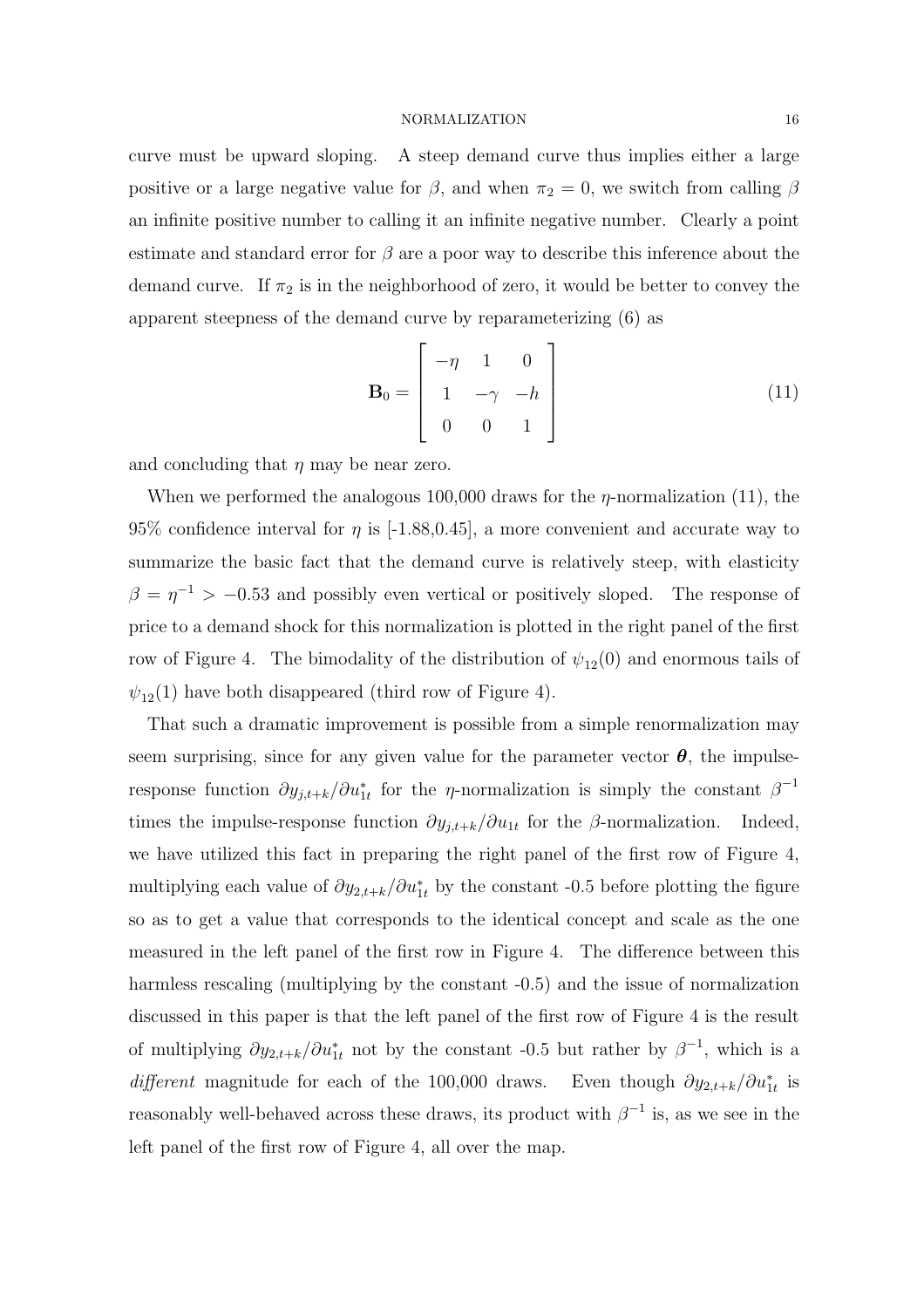curve must be upward sloping. A steep demand curve thus implies either a large positive or a large negative value for $\beta$, and when $\pi_2 = 0$, we switch from calling $\beta$ an infinite positive number to calling it an infinite negative number. Clearly a point estimate and standard error for $\beta$ are a poor way to describe this inference about the demand curve. If $\pi_2$ is in the neighborhood of zero, it would be better to convey the apparent steepness of the demand curve by reparameterizing (6) as

$$\mathbf{B}_0 = \begin{bmatrix} -\eta & 1 & 0 \\ 1 & -\gamma & -h \\ 0 & 0 & 1 \end{bmatrix} \tag{11}$$

and concluding that $\eta$ may be near zero.

When we performed the analogous 100,000 draws for the $\eta$-normalization (11), the 95% confidence interval for $\eta$ is [-1.88,0.45], a more convenient and accurate way to summarize the basic fact that the demand curve is relatively steep, with elasticity $\beta = \eta^{-1} > -0.53$ and possibly even vertical or positively sloped. The response of price to a demand shock for this normalization is plotted in the right panel of the first row of Figure 4. The bimodality of the distribution of $\psi_{12}(0)$ and enormous tails of $\psi_{12}(1)$ have both disappeared (third row of Figure 4).

That such a dramatic improvement is possible from a simple renormalization may seem surprising, since for any given value for the parameter vector $\boldsymbol{\theta}$, the impulse-response function $\partial y_{j,t+k}/\partial u_{1t}^*$ for the $\eta$-normalization is simply the constant $\beta^{-1}$ times the impulse-response function $\partial y_{j,t+k}/\partial u_{1t}$ for the $\beta$-normalization. Indeed, we have utilized this fact in preparing the right panel of the first row of Figure 4, multiplying each value of $\partial y_{2,t+k}/\partial u_{1t}^*$ by the constant -0.5 before plotting the figure so as to get a value that corresponds to the identical concept and scale as the one measured in the left panel of the first row in Figure 4. The difference between this harmless rescaling (multiplying by the constant -0.5) and the issue of normalization discussed in this paper is that the left panel of the first row of Figure 4 is the result of multiplying $\partial y_{2,t+k}/\partial u_{1t}^*$ not by the constant -0.5 but rather by $\beta^{-1}$, which is a *different* magnitude for each of the 100,000 draws. Even though $\partial y_{2,t+k}/\partial u_{1t}^*$ is reasonably well-behaved across these draws, its product with $\beta^{-1}$ is, as we see in the left panel of the first row of Figure 4, all over the map.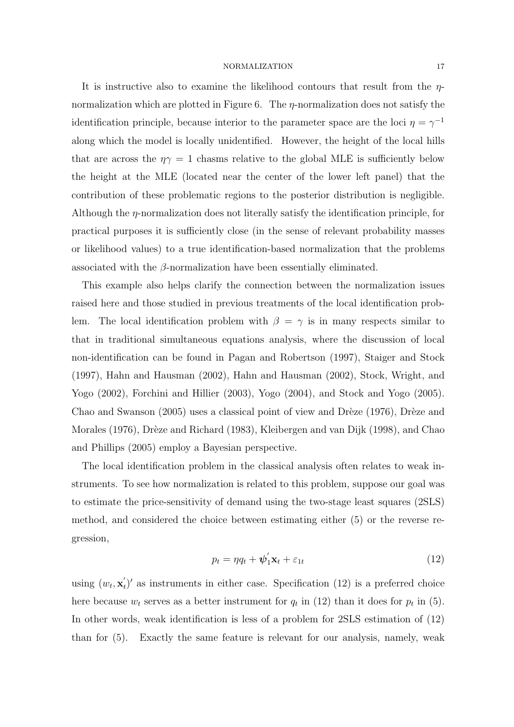It is instructive also to examine the likelihood contours that result from the $\eta$-normalization which are plotted in Figure 6. The $\eta$-normalization does not satisfy the identification principle, because interior to the parameter space are the loci $\eta = \gamma^{-1}$ along which the model is locally unidentified. However, the height of the local hills that are across the $\eta\gamma = 1$ chasms relative to the global MLE is sufficiently below the height at the MLE (located near the center of the lower left panel) that the contribution of these problematic regions to the posterior distribution is negligible. Although the $\eta$-normalization does not literally satisfy the identification principle, for practical purposes it is sufficiently close (in the sense of relevant probability masses or likelihood values) to a true identification-based normalization that the problems associated with the $\beta$-normalization have been essentially eliminated.

This example also helps clarify the connection between the normalization issues raised here and those studied in previous treatments of the local identification problem. The local identification problem with $\beta = \gamma$ is in many respects similar to that in traditional simultaneous equations analysis, where the discussion of local non-identification can be found in Pagan and Robertson (1997), Staiger and Stock (1997), Hahn and Hausman (2002), Hahn and Hausman (2002), Stock, Wright, and Yogo (2002), Forchini and Hillier (2003), Yogo (2004), and Stock and Yogo (2005). Chao and Swanson (2005) uses a classical point of view and Drèze (1976), Drèze and Morales (1976), Drèze and Richard (1983), Kleibergen and van Dijk (1998), and Chao and Phillips (2005) employ a Bayesian perspective.

The local identification problem in the classical analysis often relates to weak instruments. To see how normalization is related to this problem, suppose our goal was to estimate the price-sensitivity of demand using the two-stage least squares (2SLS) method, and considered the choice between estimating either (5) or the reverse regression,

$$p_t = \eta q_t + \boldsymbol{\psi}_1' \mathbf{x}_t + \varepsilon_{1t} \tag{12}$$

using $(w_t, \mathbf{x}_t')'$ as instruments in either case. Specification (12) is a preferred choice here because $w_t$ serves as a better instrument for $q_t$ in (12) than it does for $p_t$ in (5). In other words, weak identification is less of a problem for 2SLS estimation of (12) than for (5). Exactly the same feature is relevant for our analysis, namely, weak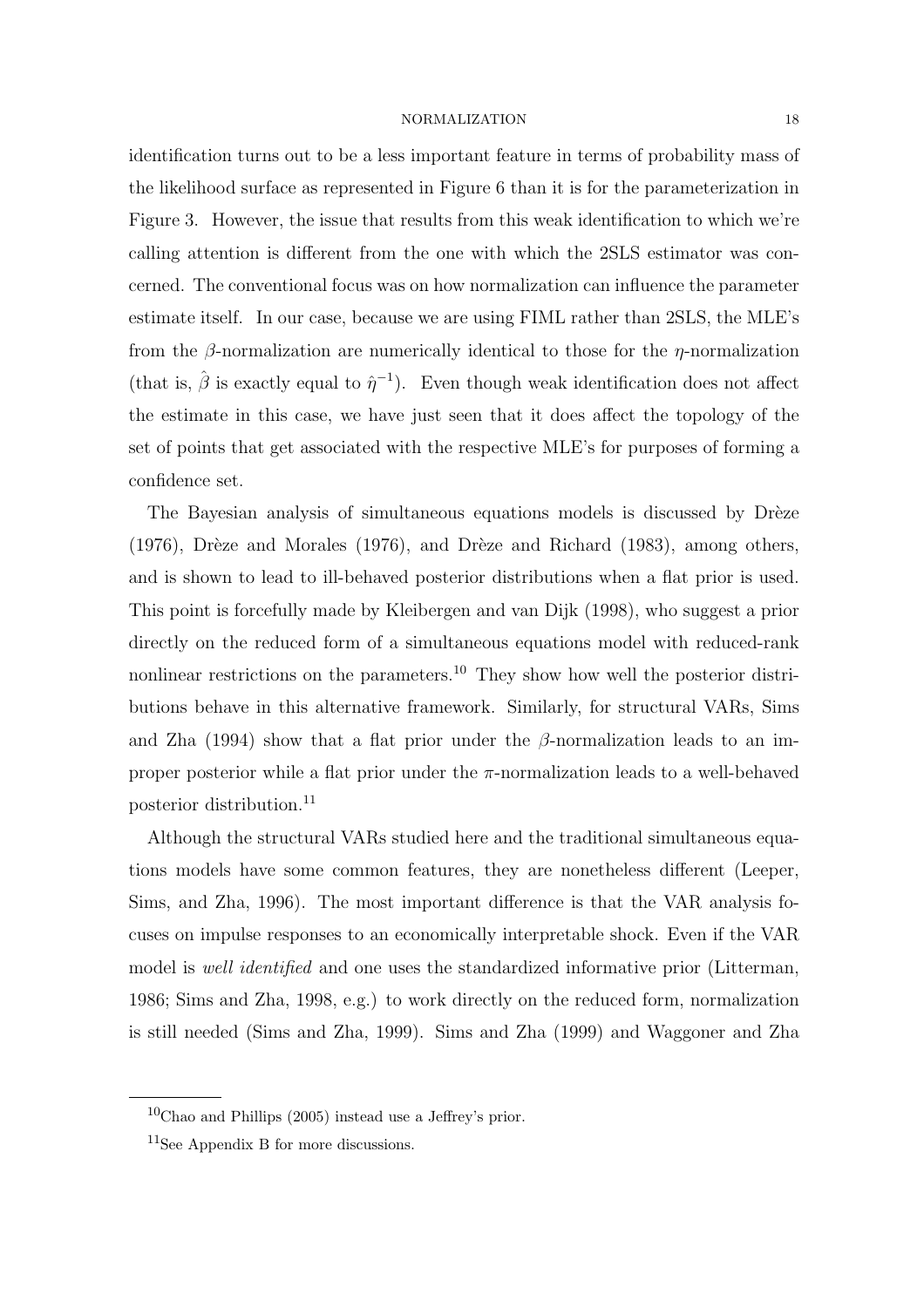identification turns out to be a less important feature in terms of probability mass of the likelihood surface as represented in Figure 6 than it is for the parameterization in Figure 3. However, the issue that results from this weak identification to which we're calling attention is different from the one with which the 2SLS estimator was concerned. The conventional focus was on how normalization can influence the parameter estimate itself. In our case, because we are using FIML rather than 2SLS, the MLE's from the $\beta$-normalization are numerically identical to those for the $\eta$-normalization (that is, $\hat{\beta}$ is exactly equal to $\hat{\eta}^{-1}$). Even though weak identification does not affect the estimate in this case, we have just seen that it does affect the topology of the set of points that get associated with the respective MLE's for purposes of forming a confidence set.

The Bayesian analysis of simultaneous equations models is discussed by Drèze (1976), Drèze and Morales (1976), and Drèze and Richard (1983), among others, and is shown to lead to ill-behaved posterior distributions when a flat prior is used. This point is forcefully made by Kleibergen and van Dijk (1998), who suggest a prior directly on the reduced form of a simultaneous equations model with reduced-rank nonlinear restrictions on the parameters.[10] They show how well the posterior distributions behave in this alternative framework. Similarly, for structural VARs, Sims and Zha (1994) show that a flat prior under the $\beta$-normalization leads to an improper posterior while a flat prior under the $\pi$-normalization leads to a well-behaved posterior distribution.[11]

Although the structural VARs studied here and the traditional simultaneous equations models have some common features, they are nonetheless different (Leeper, Sims, and Zha, 1996). The most important difference is that the VAR analysis focuses on impulse responses to an economically interpretable shock. Even if the VAR model is *well identified* and one uses the standardized informative prior (Litterman, 1986; Sims and Zha, 1998, e.g.) to work directly on the reduced form, normalization is still needed (Sims and Zha, 1999). Sims and Zha (1999) and Waggoner and Zha

[10] Chao and Phillips (2005) instead use a Jeffrey's prior.

[11] See Appendix B for more discussions.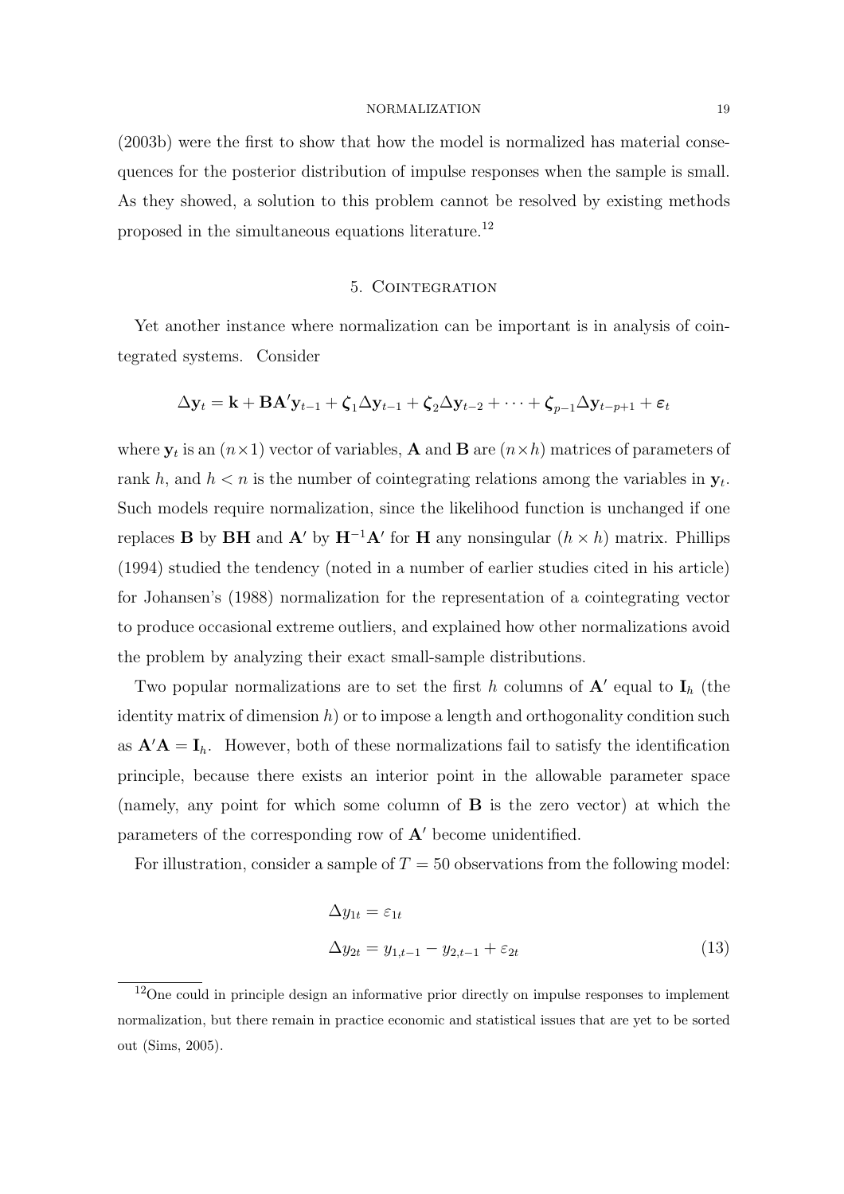(2003b) were the first to show that how the model is normalized has material consequences for the posterior distribution of impulse responses when the sample is small. As they showed, a solution to this problem cannot be resolved by existing methods proposed in the simultaneous equations literature.[12]

## 5. Cointegration

Yet another instance where normalization can be important is in analysis of cointegrated systems. Consider

$$\Delta \mathbf{y}_t = \mathbf{k} + \mathbf{B}\mathbf{A}'\mathbf{y}_{t-1} + \boldsymbol{\zeta}_1 \Delta \mathbf{y}_{t-1} + \boldsymbol{\zeta}_2 \Delta \mathbf{y}_{t-2} + \cdots + \boldsymbol{\zeta}_{p-1} \Delta \mathbf{y}_{t-p+1} + \boldsymbol{\varepsilon}_t$$

where $\mathbf{y}_t$ is an $(n \times 1)$ vector of variables, $\mathbf{A}$ and $\mathbf{B}$ are $(n \times h)$ matrices of parameters of rank $h$, and $h < n$ is the number of cointegrating relations among the variables in $\mathbf{y}_t$. Such models require normalization, since the likelihood function is unchanged if one replaces $\mathbf{B}$ by $\mathbf{BH}$ and $\mathbf{A}'$ by $\mathbf{H}^{-1}\mathbf{A}'$ for $\mathbf{H}$ any nonsingular $(h \times h)$ matrix. Phillips (1994) studied the tendency (noted in a number of earlier studies cited in his article) for Johansen's (1988) normalization for the representation of a cointegrating vector to produce occasional extreme outliers, and explained how other normalizations avoid the problem by analyzing their exact small-sample distributions.

Two popular normalizations are to set the first $h$ columns of $\mathbf{A}'$ equal to $\mathbf{I}_h$ (the identity matrix of dimension $h$) or to impose a length and orthogonality condition such as $\mathbf{A}'\mathbf{A} = \mathbf{I}_h$. However, both of these normalizations fail to satisfy the identification principle, because there exists an interior point in the allowable parameter space (namely, any point for which some column of $\mathbf{B}$ is the zero vector) at which the parameters of the corresponding row of $\mathbf{A}'$ become unidentified.

For illustration, consider a sample of $T = 50$ observations from the following model:

$$\begin{aligned} \Delta y_{1t} &= \varepsilon_{1t} \\ \Delta y_{2t} &= y_{1,t-1} - y_{2,t-1} + \varepsilon_{2t} \end{aligned} \tag{13}$$

[12] One could in principle design an informative prior directly on impulse responses to implement normalization, but there remain in practice economic and statistical issues that are yet to be sorted out (Sims, 2005).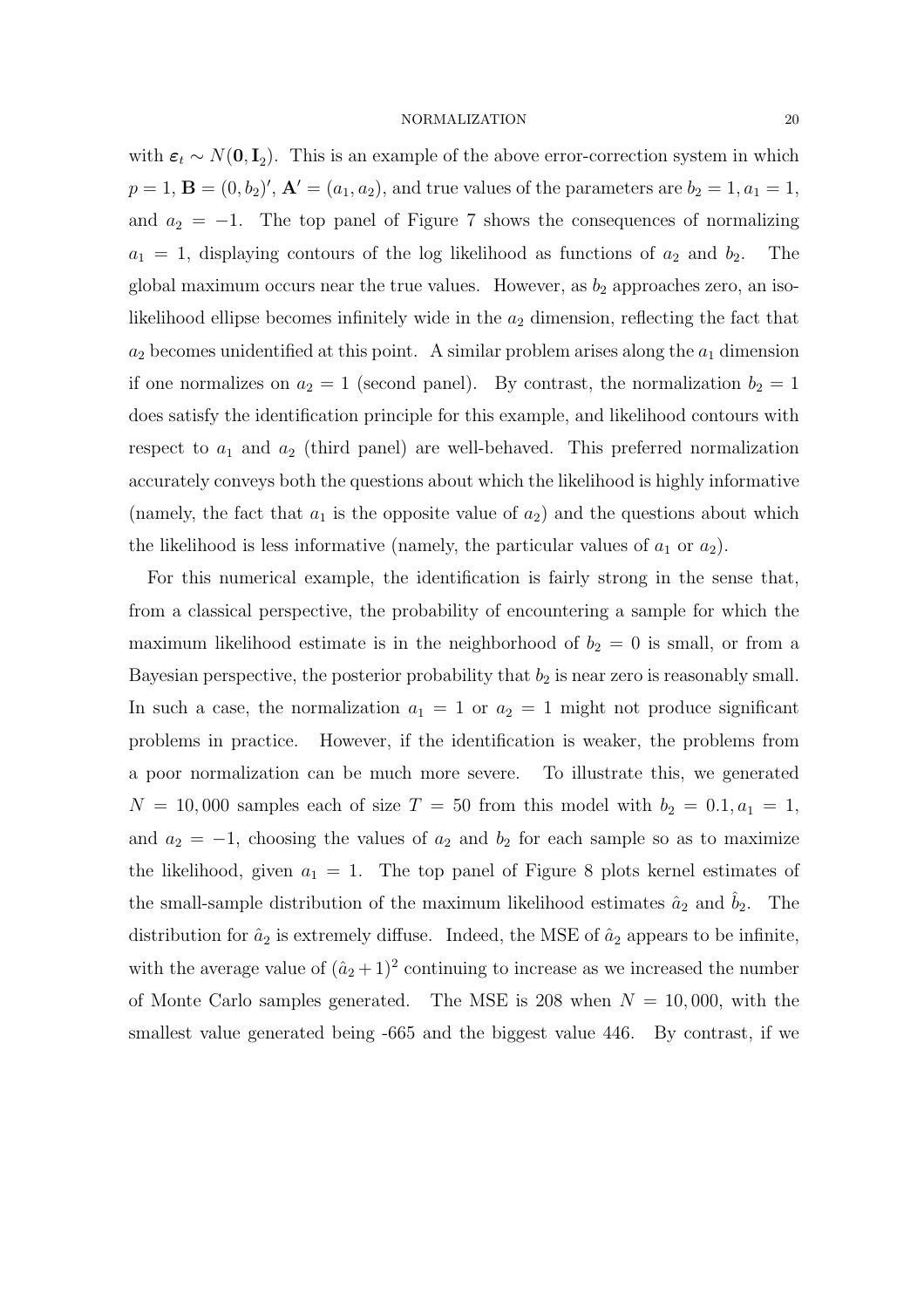with $\boldsymbol{\varepsilon}_t \sim N(\mathbf{0}, \mathbf{I}_2)$. This is an example of the above error-correction system in which $p = 1$, $\mathbf{B} = (0, b_2)'$, $\mathbf{A}' = (a_1, a_2)$, and true values of the parameters are $b_2 = 1, a_1 = 1$, and $a_2 = -1$. The top panel of Figure 7 shows the consequences of normalizing $a_1 = 1$, displaying contours of the log likelihood as functions of $a_2$ and $b_2$. The global maximum occurs near the true values. However, as $b_2$ approaches zero, an iso-likelihood ellipse becomes infinitely wide in the $a_2$ dimension, reflecting the fact that $a_2$ becomes unidentified at this point. A similar problem arises along the $a_1$ dimension if one normalizes on $a_2 = 1$ (second panel). By contrast, the normalization $b_2 = 1$ does satisfy the identification principle for this example, and likelihood contours with respect to $a_1$ and $a_2$ (third panel) are well-behaved. This preferred normalization accurately conveys both the questions about which the likelihood is highly informative (namely, the fact that $a_1$ is the opposite value of $a_2$) and the questions about which the likelihood is less informative (namely, the particular values of $a_1$ or $a_2$).

For this numerical example, the identification is fairly strong in the sense that, from a classical perspective, the probability of encountering a sample for which the maximum likelihood estimate is in the neighborhood of $b_2 = 0$ is small, or from a Bayesian perspective, the posterior probability that $b_2$ is near zero is reasonably small. In such a case, the normalization $a_1 = 1$ or $a_2 = 1$ might not produce significant problems in practice. However, if the identification is weaker, the problems from a poor normalization can be much more severe. To illustrate this, we generated $N = 10,000$ samples each of size $T = 50$ from this model with $b_2 = 0.1, a_1 = 1$, and $a_2 = -1$, choosing the values of $a_2$ and $b_2$ for each sample so as to maximize the likelihood, given $a_1 = 1$. The top panel of Figure 8 plots kernel estimates of the small-sample distribution of the maximum likelihood estimates $\hat{a}_2$ and $\hat{b}_2$. The distribution for $\hat{a}_2$ is extremely diffuse. Indeed, the MSE of $\hat{a}_2$ appears to be infinite, with the average value of $(\hat{a}_2 + 1)^2$ continuing to increase as we increased the number of Monte Carlo samples generated. The MSE is 208 when $N = 10,000$, with the smallest value generated being -665 and the biggest value 446. By contrast, if we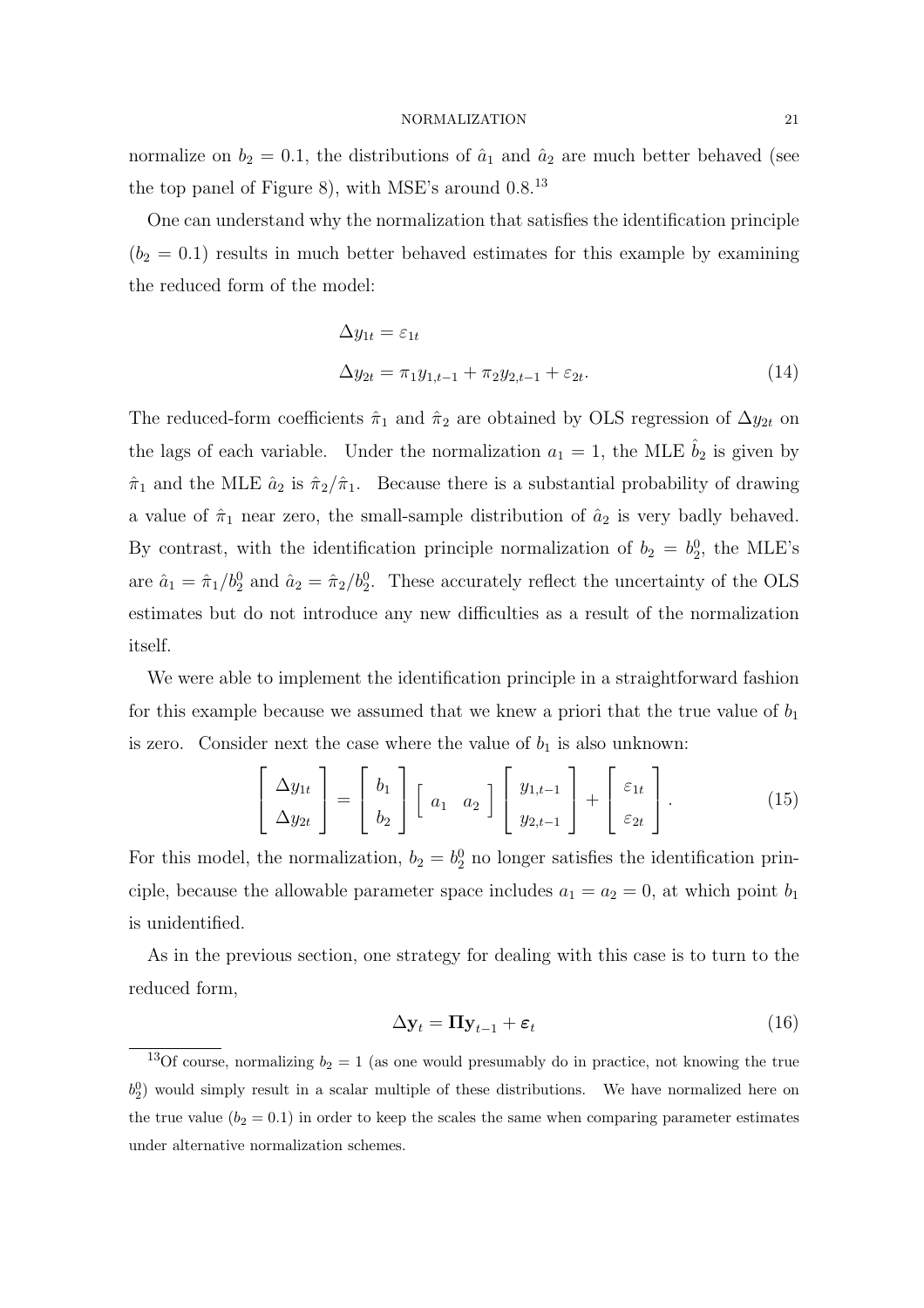normalize on $b_2 = 0.1$, the distributions of $\hat{a}_1$ and $\hat{a}_2$ are much better behaved (see the top panel of Figure 8), with MSE's around 0.8.[13]

One can understand why the normalization that satisfies the identification principle ($b_2 = 0.1$) results in much better behaved estimates for this example by examining the reduced form of the model:

$$
\begin{aligned}
\Delta y_{1t} &= \varepsilon_{1t} \\
\Delta y_{2t} &= \pi_1 y_{1,t-1} + \pi_2 y_{2,t-1} + \varepsilon_{2t}.
\end{aligned} \tag{14}
$$

The reduced-form coefficients $\hat{\pi}_1$ and $\hat{\pi}_2$ are obtained by OLS regression of $\Delta y_{2t}$ on the lags of each variable. Under the normalization $a_1 = 1$, the MLE $\hat{b}_2$ is given by $\hat{\pi}_1$ and the MLE $\hat{a}_2$ is $\hat{\pi}_2/\hat{\pi}_1$. Because there is a substantial probability of drawing a value of $\hat{\pi}_1$ near zero, the small-sample distribution of $\hat{a}_2$ is very badly behaved. By contrast, with the identification principle normalization of $b_2 = b_2^0$, the MLE's are $\hat{a}_1 = \hat{\pi}_1/b_2^0$ and $\hat{a}_2 = \hat{\pi}_2/b_2^0$. These accurately reflect the uncertainty of the OLS estimates but do not introduce any new difficulties as a result of the normalization itself.

We were able to implement the identification principle in a straightforward fashion for this example because we assumed that we knew a priori that the true value of $b_1$ is zero. Consider next the case where the value of $b_1$ is also unknown:

$$
\begin{bmatrix} \Delta y_{1t} \\ \Delta y_{2t} \end{bmatrix} = \begin{bmatrix} b_1 \\ b_2 \end{bmatrix} \begin{bmatrix} a_1 & a_2 \end{bmatrix} \begin{bmatrix} y_{1,t-1} \\ y_{2,t-1} \end{bmatrix} + \begin{bmatrix} \varepsilon_{1t} \\ \varepsilon_{2t} \end{bmatrix}. \tag{15}
$$

For this model, the normalization, $b_2 = b_2^0$ no longer satisfies the identification principle, because the allowable parameter space includes $a_1 = a_2 = 0$, at which point $b_1$ is unidentified.

As in the previous section, one strategy for dealing with this case is to turn to the reduced form,

$$
\Delta \mathbf{y}_t = \mathbf{\Pi} \mathbf{y}_{t-1} + \boldsymbol{\varepsilon}_t \tag{16}
$$

[13] Of course, normalizing $b_2 = 1$ (as one would presumably do in practice, not knowing the true $b_2^0$) would simply result in a scalar multiple of these distributions. We have normalized here on the true value ($b_2 = 0.1$) in order to keep the scales the same when comparing parameter estimates under alternative normalization schemes.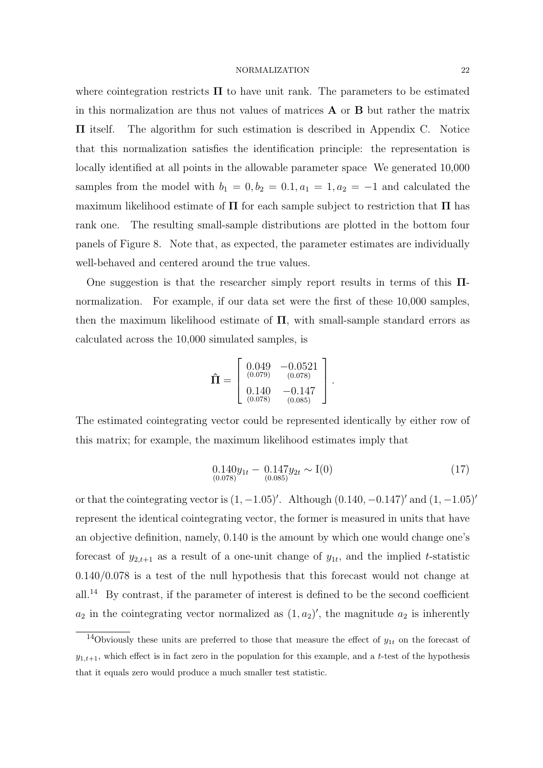where cointegration restricts $\mathbf{\Pi}$ to have unit rank. The parameters to be estimated in this normalization are thus not values of matrices $\mathbf{A}$ or $\mathbf{B}$ but rather the matrix $\mathbf{\Pi}$ itself. The algorithm for such estimation is described in Appendix C. Notice that this normalization satisfies the identification principle: the representation is locally identified at all points in the allowable parameter space We generated 10,000 samples from the model with $b_1 = 0, b_2 = 0.1, a_1 = 1, a_2 = -1$ and calculated the maximum likelihood estimate of $\mathbf{\Pi}$ for each sample subject to restriction that $\mathbf{\Pi}$ has rank one. The resulting small-sample distributions are plotted in the bottom four panels of Figure 8. Note that, as expected, the parameter estimates are individually well-behaved and centered around the true values.

One suggestion is that the researcher simply report results in terms of this $\mathbf{\Pi}$-normalization. For example, if our data set were the first of these 10,000 samples, then the maximum likelihood estimate of $\mathbf{\Pi}$, with small-sample standard errors as calculated across the 10,000 simulated samples, is

$$\hat{\mathbf{\Pi}} = \begin{bmatrix} \underset{(0.079)}{0.049} & \underset{(0.078)}{-0.0521} \\ \underset{(0.078)}{0.140} & \underset{(0.085)}{-0.147} \end{bmatrix}.$$

The estimated cointegrating vector could be represented identically by either row of this matrix; for example, the maximum likelihood estimates imply that

$$\underset{(0.078)}{0.140} y_{1t} - \underset{(0.085)}{0.147} y_{2t} \sim \mathrm{I}(0) \tag{17}$$

or that the cointegrating vector is $(1, -1.05)'$. Although $(0.140, -0.147)'$ and $(1, -1.05)'$ represent the identical cointegrating vector, the former is measured in units that have an objective definition, namely, 0.140 is the amount by which one would change one's forecast of $y_{2,t+1}$ as a result of a one-unit change of $y_{1t}$, and the implied $t$-statistic $0.140/0.078$ is a test of the null hypothesis that this forecast would not change at all.[14] By contrast, if the parameter of interest is defined to be the second coefficient $a_2$ in the cointegrating vector normalized as $(1, a_2)'$, the magnitude $a_2$ is inherently

[14] Obviously these units are preferred to those that measure the effect of $y_{1t}$ on the forecast of $y_{1,t+1}$, which effect is in fact zero in the population for this example, and a $t$-test of the hypothesis that it equals zero would produce a much smaller test statistic.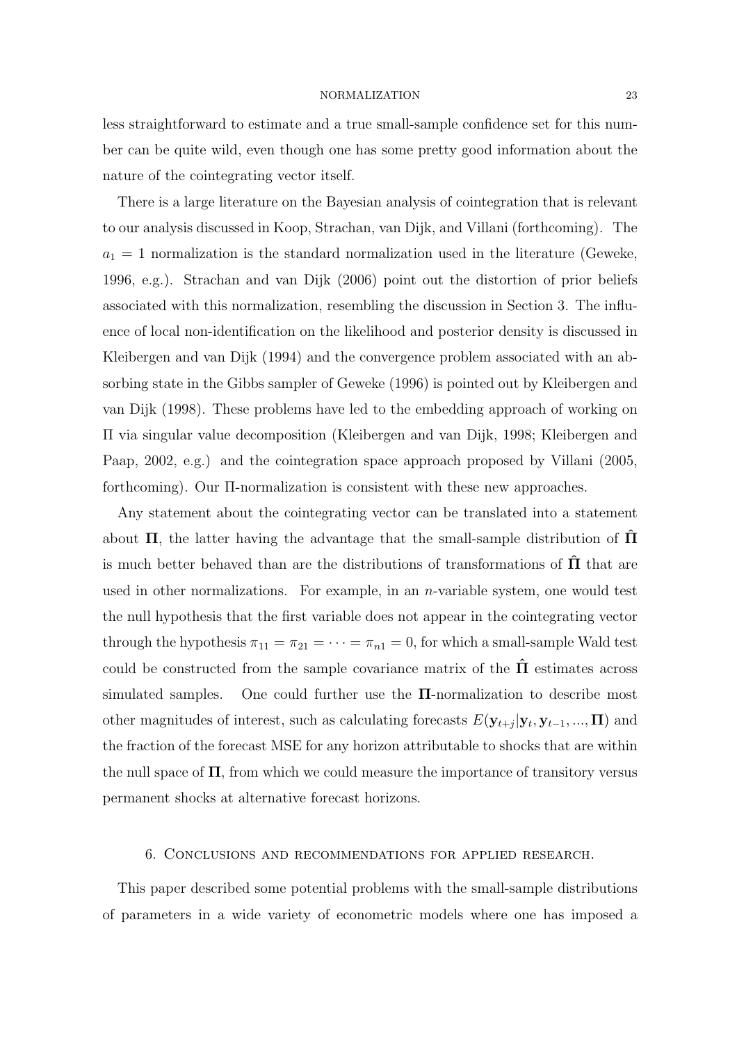less straightforward to estimate and a true small-sample confidence set for this number can be quite wild, even though one has some pretty good information about the nature of the cointegrating vector itself.

There is a large literature on the Bayesian analysis of cointegration that is relevant to our analysis discussed in Koop, Strachan, van Dijk, and Villani (forthcoming). The $a_1 = 1$ normalization is the standard normalization used in the literature (Geweke, 1996, e.g.). Strachan and van Dijk (2006) point out the distortion of prior beliefs associated with this normalization, resembling the discussion in Section 3. The influence of local non-identification on the likelihood and posterior density is discussed in Kleibergen and van Dijk (1994) and the convergence problem associated with an absorbing state in the Gibbs sampler of Geweke (1996) is pointed out by Kleibergen and van Dijk (1998). These problems have led to the embedding approach of working on $\Pi$ via singular value decomposition (Kleibergen and van Dijk, 1998; Kleibergen and Paap, 2002, e.g.) and the cointegration space approach proposed by Villani (2005, forthcoming). Our $\Pi$-normalization is consistent with these new approaches.

Any statement about the cointegrating vector can be translated into a statement about $\mathbf{\Pi}$, the latter having the advantage that the small-sample distribution of $\hat{\mathbf{\Pi}}$ is much better behaved than are the distributions of transformations of $\hat{\mathbf{\Pi}}$ that are used in other normalizations. For example, in an $n$-variable system, one would test the null hypothesis that the first variable does not appear in the cointegrating vector through the hypothesis $\pi_{11} = \pi_{21} = \cdots = \pi_{n1} = 0$, for which a small-sample Wald test could be constructed from the sample covariance matrix of the $\hat{\mathbf{\Pi}}$ estimates across simulated samples. One could further use the $\mathbf{\Pi}$-normalization to describe most other magnitudes of interest, such as calculating forecasts $E(\mathbf{y}_{t+j}|\mathbf{y}_t, \mathbf{y}_{t-1}, ..., \mathbf{\Pi})$ and the fraction of the forecast MSE for any horizon attributable to shocks that are within the null space of $\mathbf{\Pi}$, from which we could measure the importance of transitory versus permanent shocks at alternative forecast horizons.

## 6. Conclusions and recommendations for applied research.

This paper described some potential problems with the small-sample distributions of parameters in a wide variety of econometric models where one has imposed a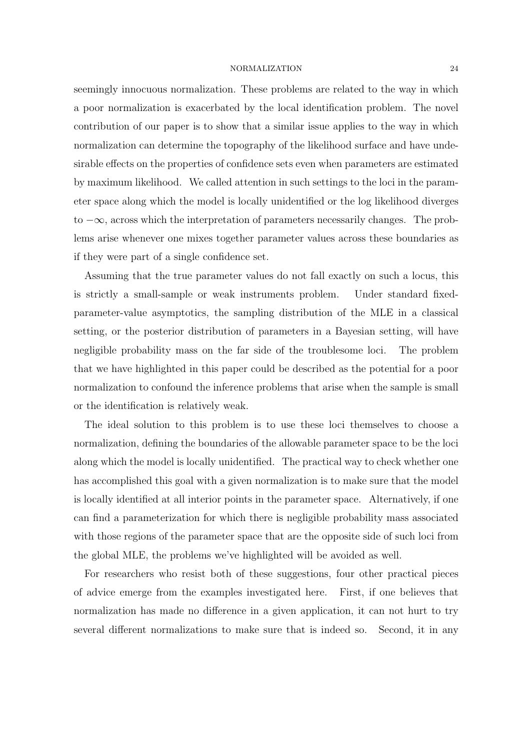seemingly innocuous normalization. These problems are related to the way in which a poor normalization is exacerbated by the local identification problem. The novel contribution of our paper is to show that a similar issue applies to the way in which normalization can determine the topography of the likelihood surface and have undesirable effects on the properties of confidence sets even when parameters are estimated by maximum likelihood. We called attention in such settings to the loci in the parameter space along which the model is locally unidentified or the log likelihood diverges to $-\infty$, across which the interpretation of parameters necessarily changes. The problems arise whenever one mixes together parameter values across these boundaries as if they were part of a single confidence set.

Assuming that the true parameter values do not fall exactly on such a locus, this is strictly a small-sample or weak instruments problem. Under standard fixed-parameter-value asymptotics, the sampling distribution of the MLE in a classical setting, or the posterior distribution of parameters in a Bayesian setting, will have negligible probability mass on the far side of the troublesome loci. The problem that we have highlighted in this paper could be described as the potential for a poor normalization to confound the inference problems that arise when the sample is small or the identification is relatively weak.

The ideal solution to this problem is to use these loci themselves to choose a normalization, defining the boundaries of the allowable parameter space to be the loci along which the model is locally unidentified. The practical way to check whether one has accomplished this goal with a given normalization is to make sure that the model is locally identified at all interior points in the parameter space. Alternatively, if one can find a parameterization for which there is negligible probability mass associated with those regions of the parameter space that are the opposite side of such loci from the global MLE, the problems we've highlighted will be avoided as well.

For researchers who resist both of these suggestions, four other practical pieces of advice emerge from the examples investigated here. First, if one believes that normalization has made no difference in a given application, it can not hurt to try several different normalizations to make sure that is indeed so. Second, it in any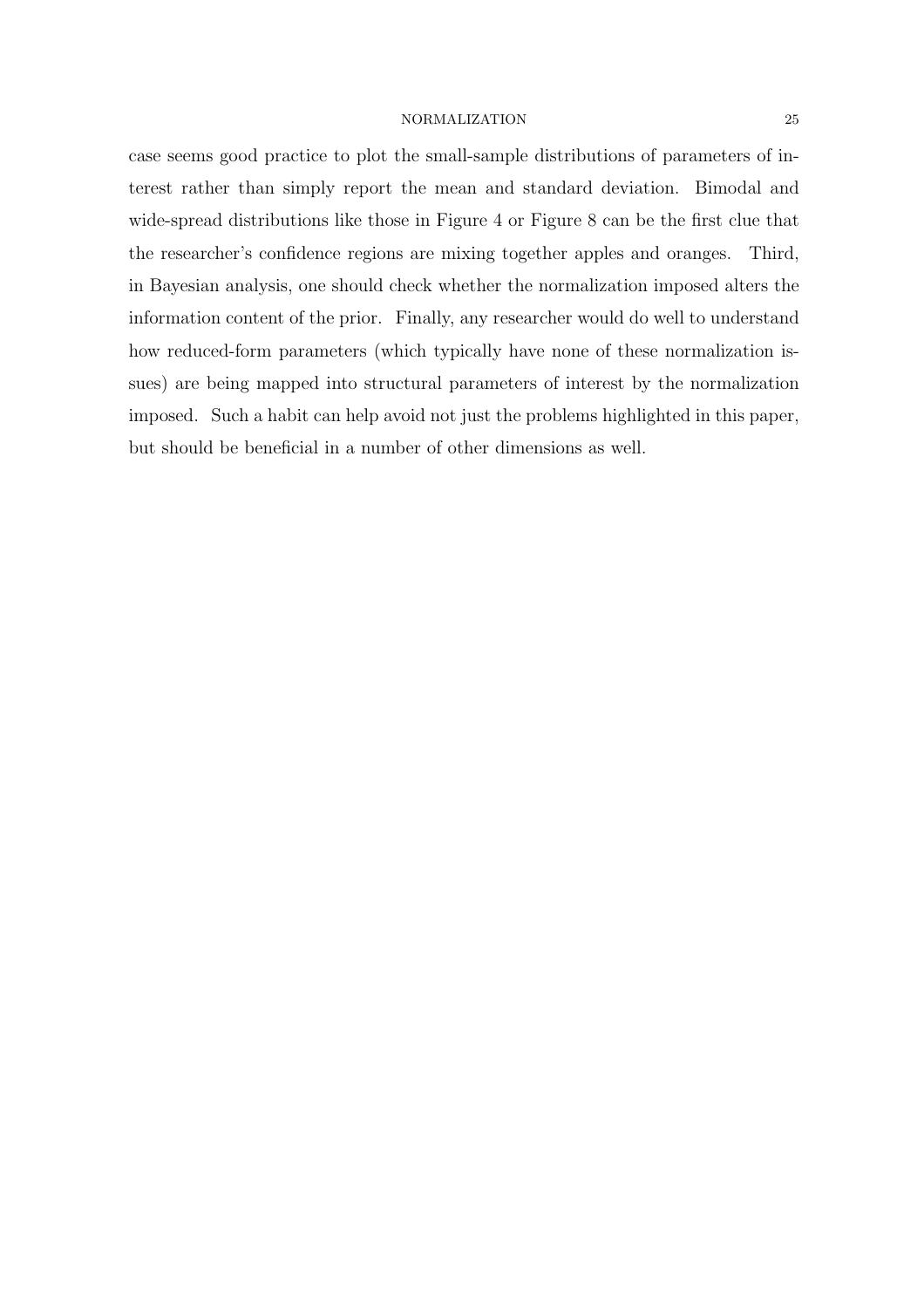case seems good practice to plot the small-sample distributions of parameters of interest rather than simply report the mean and standard deviation. Bimodal and wide-spread distributions like those in Figure 4 or Figure 8 can be the first clue that the researcher's confidence regions are mixing together apples and oranges. Third, in Bayesian analysis, one should check whether the normalization imposed alters the information content of the prior. Finally, any researcher would do well to understand how reduced-form parameters (which typically have none of these normalization issues) are being mapped into structural parameters of interest by the normalization imposed. Such a habit can help avoid not just the problems highlighted in this paper, but should be beneficial in a number of other dimensions as well.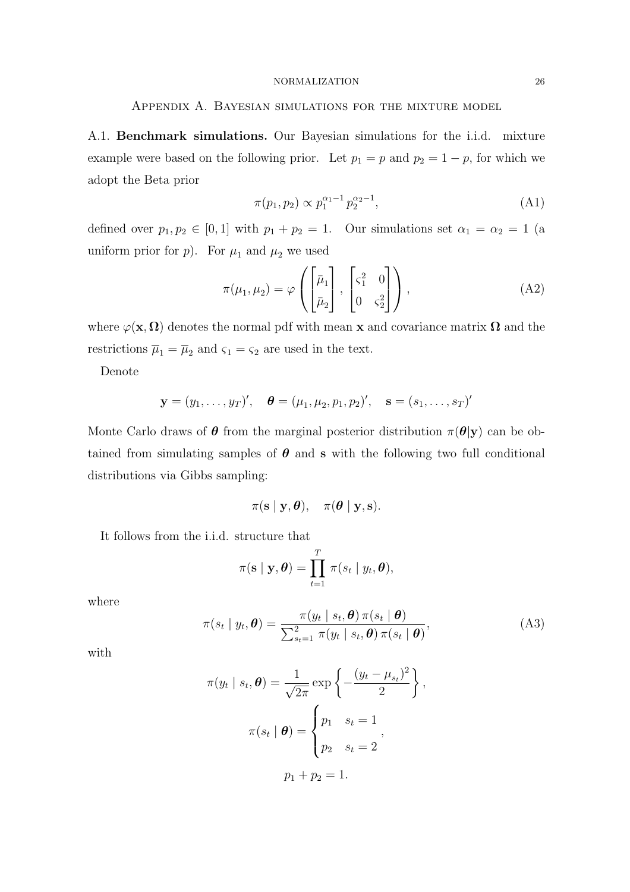## Appendix A. Bayesian simulations for the mixture model

A.1. **Benchmark simulations.** Our Bayesian simulations for the i.i.d. mixture example were based on the following prior. Let $p_1 = p$ and $p_2 = 1 - p$, for which we adopt the Beta prior

$$\pi(p_1, p_2) \propto p_1^{\alpha_1 - 1} \, p_2^{\alpha_2 - 1}, \tag{A1}$$

defined over $p_1, p_2 \in [0, 1]$ with $p_1 + p_2 = 1$. Our simulations set $\alpha_1 = \alpha_2 = 1$ (a uniform prior for $p$). For $\mu_1$ and $\mu_2$ we used

$$\pi(\mu_1, \mu_2) = \varphi\left( \begin{bmatrix} \bar{\mu}_1 \\ \bar{\mu}_2 \end{bmatrix}, \begin{bmatrix} \varsigma_1^2 & 0 \\ 0 & \varsigma_2^2 \end{bmatrix} \right), \tag{A2}$$

where $\varphi(\mathbf{x}, \mathbf{\Omega})$ denotes the normal pdf with mean $\mathbf{x}$ and covariance matrix $\mathbf{\Omega}$ and the restrictions $\overline{\mu}_1 = \overline{\mu}_2$ and $\varsigma_1 = \varsigma_2$ are used in the text.

Denote

$$\mathbf{y} = (y_1, \ldots, y_T)', \quad \boldsymbol{\theta} = (\mu_1, \mu_2, p_1, p_2)', \quad \mathbf{s} = (s_1, \ldots, s_T)'$$

Monte Carlo draws of $\boldsymbol{\theta}$ from the marginal posterior distribution $\pi(\boldsymbol{\theta}|\mathbf{y})$ can be obtained from simulating samples of $\boldsymbol{\theta}$ and $\mathbf{s}$ with the following two full conditional distributions via Gibbs sampling:

$$\pi(\mathbf{s} \mid \mathbf{y}, \boldsymbol{\theta}), \quad \pi(\boldsymbol{\theta} \mid \mathbf{y}, \mathbf{s}).$$

It follows from the i.i.d. structure that

$$\pi(\mathbf{s} \mid \mathbf{y}, \boldsymbol{\theta}) = \prod_{t=1}^{T} \pi(s_t \mid y_t, \boldsymbol{\theta}),$$

where

$$\pi(s_t \mid y_t, \boldsymbol{\theta}) = \frac{\pi(y_t \mid s_t, \boldsymbol{\theta}) \, \pi(s_t \mid \boldsymbol{\theta})}{\sum_{s_t=1}^{2} \pi(y_t \mid s_t, \boldsymbol{\theta}) \, \pi(s_t \mid \boldsymbol{\theta})}, \tag{A3}$$

with

$$\pi(y_t \mid s_t, \boldsymbol{\theta}) = \frac{1}{\sqrt{2\pi}} \exp\left\{ -\frac{(y_t - \mu_{s_t})^2}{2} \right\},$$

$$\pi(s_t \mid \boldsymbol{\theta}) = \begin{cases} p_1 & s_t = 1 \\ p_2 & s_t = 2 \end{cases},$$

$$p_1 + p_2 = 1.$$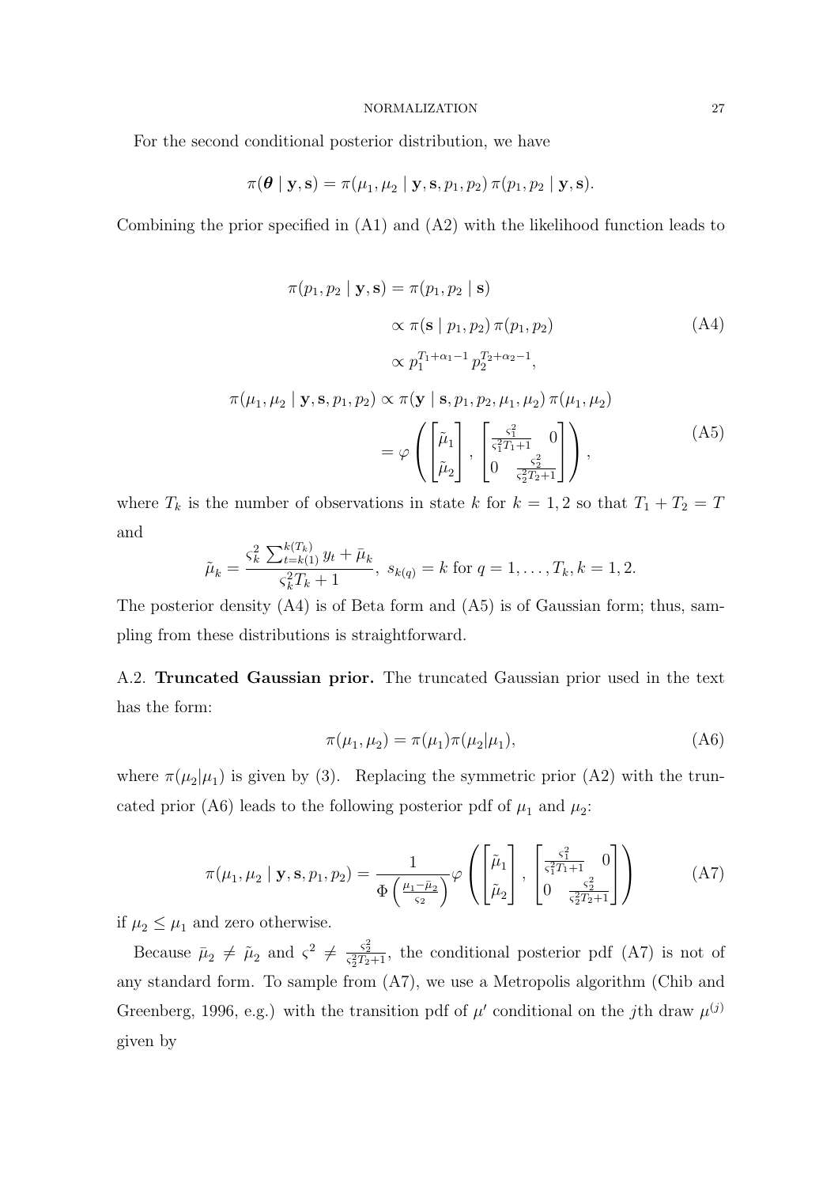For the second conditional posterior distribution, we have

$$\pi(\boldsymbol{\theta} \mid \mathbf{y}, \mathbf{s}) = \pi(\mu_1, \mu_2 \mid \mathbf{y}, \mathbf{s}, p_1, p_2)\, \pi(p_1, p_2 \mid \mathbf{y}, \mathbf{s}).$$

Combining the prior specified in (A1) and (A2) with the likelihood function leads to

$$\begin{aligned}
\pi(p_1, p_2 \mid \mathbf{y}, \mathbf{s}) &= \pi(p_1, p_2 \mid \mathbf{s}) \\
&\propto \pi(\mathbf{s} \mid p_1, p_2)\, \pi(p_1, p_2) \qquad \text{(A4)} \\
&\propto p_1^{T_1+\alpha_1-1}\, p_2^{T_2+\alpha_2-1}, \\
\pi(\mu_1, \mu_2 \mid \mathbf{y}, \mathbf{s}, p_1, p_2) &\propto \pi(\mathbf{y} \mid \mathbf{s}, p_1, p_2, \mu_1, \mu_2)\, \pi(\mu_1, \mu_2) \\
&= \varphi\left( \begin{bmatrix} \tilde{\mu}_1 \\ \tilde{\mu}_2 \end{bmatrix}, \begin{bmatrix} \frac{\varsigma_1^2}{\varsigma_1^2 T_1 + 1} & 0 \\ 0 & \frac{\varsigma_2^2}{\varsigma_2^2 T_2 + 1} \end{bmatrix} \right), \qquad \text{(A5)}
\end{aligned}$$

where $T_k$ is the number of observations in state $k$ for $k = 1, 2$ so that $T_1 + T_2 = T$ and

$$\tilde{\mu}_k = \frac{\varsigma_k^2 \sum_{t=k(1)}^{k(T_k)} y_t + \bar{\mu}_k}{\varsigma_k^2 T_k + 1}, \; s_{k(q)} = k \text{ for } q = 1, \ldots, T_k, k = 1, 2.$$

The posterior density (A4) is of Beta form and (A5) is of Gaussian form; thus, sampling from these distributions is straightforward.

A.2. **Truncated Gaussian prior.** The truncated Gaussian prior used in the text has the form:

$$\pi(\mu_1, \mu_2) = \pi(\mu_1)\pi(\mu_2|\mu_1), \qquad \text{(A6)}$$

where $\pi(\mu_2|\mu_1)$ is given by (3). Replacing the symmetric prior (A2) with the truncated prior (A6) leads to the following posterior pdf of $\mu_1$ and $\mu_2$:

$$\pi(\mu_1, \mu_2 \mid \mathbf{y}, \mathbf{s}, p_1, p_2) = \frac{1}{\Phi\left(\frac{\mu_1 - \bar{\mu}_2}{\varsigma_2}\right)} \varphi\left( \begin{bmatrix} \tilde{\mu}_1 \\ \tilde{\mu}_2 \end{bmatrix}, \begin{bmatrix} \frac{\varsigma_1^2}{\varsigma_1^2 T_1 + 1} & 0 \\ 0 & \frac{\varsigma_2^2}{\varsigma_2^2 T_2 + 1} \end{bmatrix} \right) \qquad \text{(A7)}$$

if $\mu_2 \leq \mu_1$ and zero otherwise.

Because $\bar{\mu}_2 \neq \tilde{\mu}_2$ and $\varsigma^2 \neq \frac{\varsigma_2^2}{\varsigma_2^2 T_2 + 1}$, the conditional posterior pdf (A7) is not of any standard form. To sample from (A7), we use a Metropolis algorithm (Chib and Greenberg, 1996, e.g.) with the transition pdf of $\mu'$ conditional on the $j$th draw $\mu^{(j)}$ given by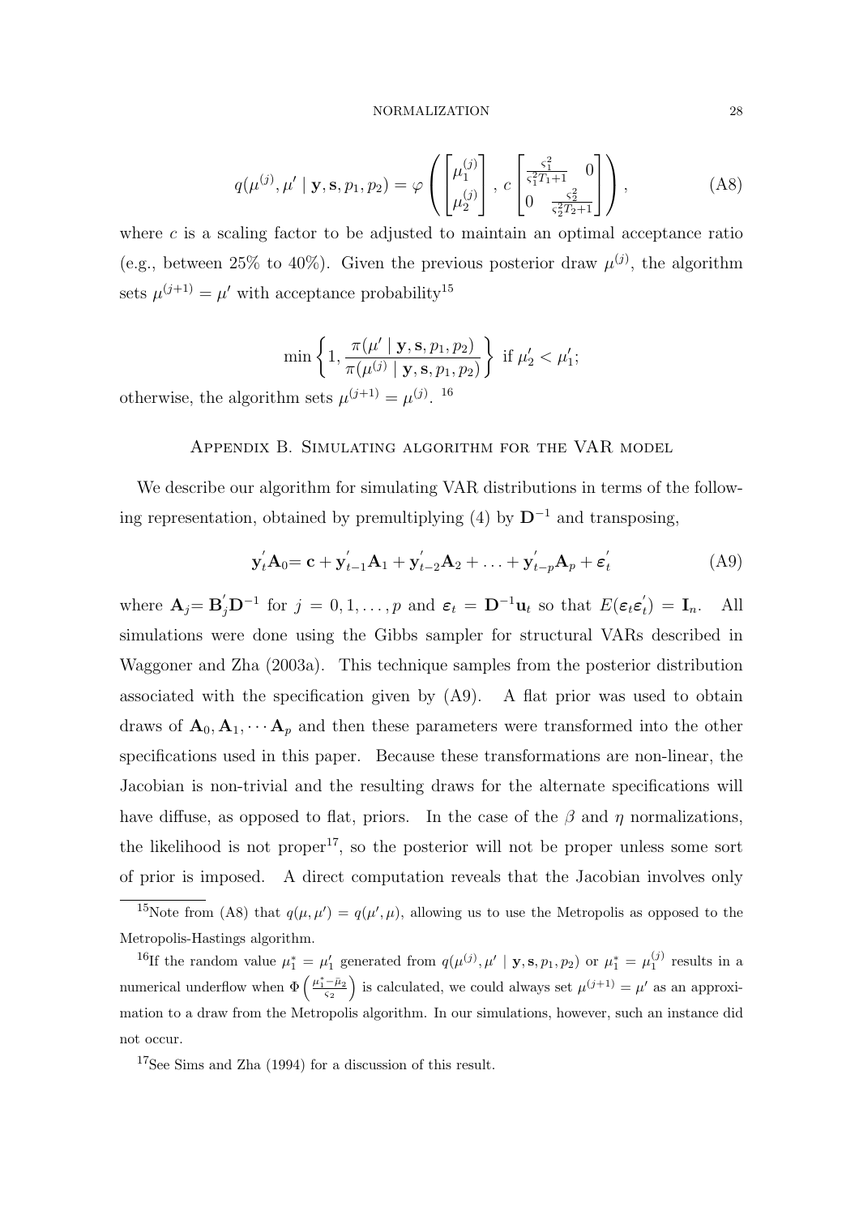$$q(\mu^{(j)}, \mu' \mid \mathbf{y}, \mathbf{s}, p_1, p_2) = \varphi\left( \begin{bmatrix} \mu_1^{(j)} \\ \mu_2^{(j)} \end{bmatrix}, c \begin{bmatrix} \frac{\varsigma_1^2}{\varsigma_1^2 T_1 + 1} & 0 \\ 0 & \frac{\varsigma_2^2}{\varsigma_2^2 T_2 + 1} \end{bmatrix} \right), \tag{A8}$$

where $c$ is a scaling factor to be adjusted to maintain an optimal acceptance ratio (e.g., between 25% to 40%). Given the previous posterior draw $\mu^{(j)}$, the algorithm sets $\mu^{(j+1)} = \mu'$ with acceptance probability[15]

$$\min\left\{1, \frac{\pi(\mu' \mid \mathbf{y}, \mathbf{s}, p_1, p_2)}{\pi(\mu^{(j)} \mid \mathbf{y}, \mathbf{s}, p_1, p_2)}\right\} \text{ if } \mu_2' < \mu_1';$$

otherwise, the algorithm sets $\mu^{(j+1)} = \mu^{(j)}$. [16]

## Appendix B. Simulating algorithm for the VAR model

We describe our algorithm for simulating VAR distributions in terms of the following representation, obtained by premultiplying (4) by $\mathbf{D}^{-1}$ and transposing,

$$\mathbf{y}_t'\mathbf{A}_0 = \mathbf{c} + \mathbf{y}_{t-1}'\mathbf{A}_1 + \mathbf{y}_{t-2}'\mathbf{A}_2 + \ldots + \mathbf{y}_{t-p}'\mathbf{A}_p + \boldsymbol{\varepsilon}_t' \tag{A9}$$

where $\mathbf{A}_j = \mathbf{B}_j'\mathbf{D}^{-1}$ for $j = 0, 1, \ldots, p$ and $\boldsymbol{\varepsilon}_t = \mathbf{D}^{-1}\mathbf{u}_t$ so that $E(\boldsymbol{\varepsilon}_t\boldsymbol{\varepsilon}_t') = \mathbf{I}_n$. All simulations were done using the Gibbs sampler for structural VARs described in Waggoner and Zha (2003a). This technique samples from the posterior distribution associated with the specification given by (A9). A flat prior was used to obtain draws of $\mathbf{A}_0, \mathbf{A}_1, \cdots \mathbf{A}_p$ and then these parameters were transformed into the other specifications used in this paper. Because these transformations are non-linear, the Jacobian is non-trivial and the resulting draws for the alternate specifications will have diffuse, as opposed to flat, priors. In the case of the $\beta$ and $\eta$ normalizations, the likelihood is not proper[17], so the posterior will not be proper unless some sort of prior is imposed. A direct computation reveals that the Jacobian involves only

---

[15] Note from (A8) that $q(\mu, \mu') = q(\mu', \mu)$, allowing us to use the Metropolis as opposed to the Metropolis-Hastings algorithm.

[16] If the random value $\mu_1^* = \mu_1'$ generated from $q(\mu^{(j)}, \mu' \mid \mathbf{y}, \mathbf{s}, p_1, p_2)$ or $\mu_1^* = \mu_1^{(j)}$ results in a numerical underflow when $\Phi\left(\frac{\mu_1^* - \bar{\mu}_2}{\varsigma_2}\right)$ is calculated, we could always set $\mu^{(j+1)} = \mu'$ as an approximation to a draw from the Metropolis algorithm. In our simulations, however, such an instance did not occur.

[17] See Sims and Zha (1994) for a discussion of this result.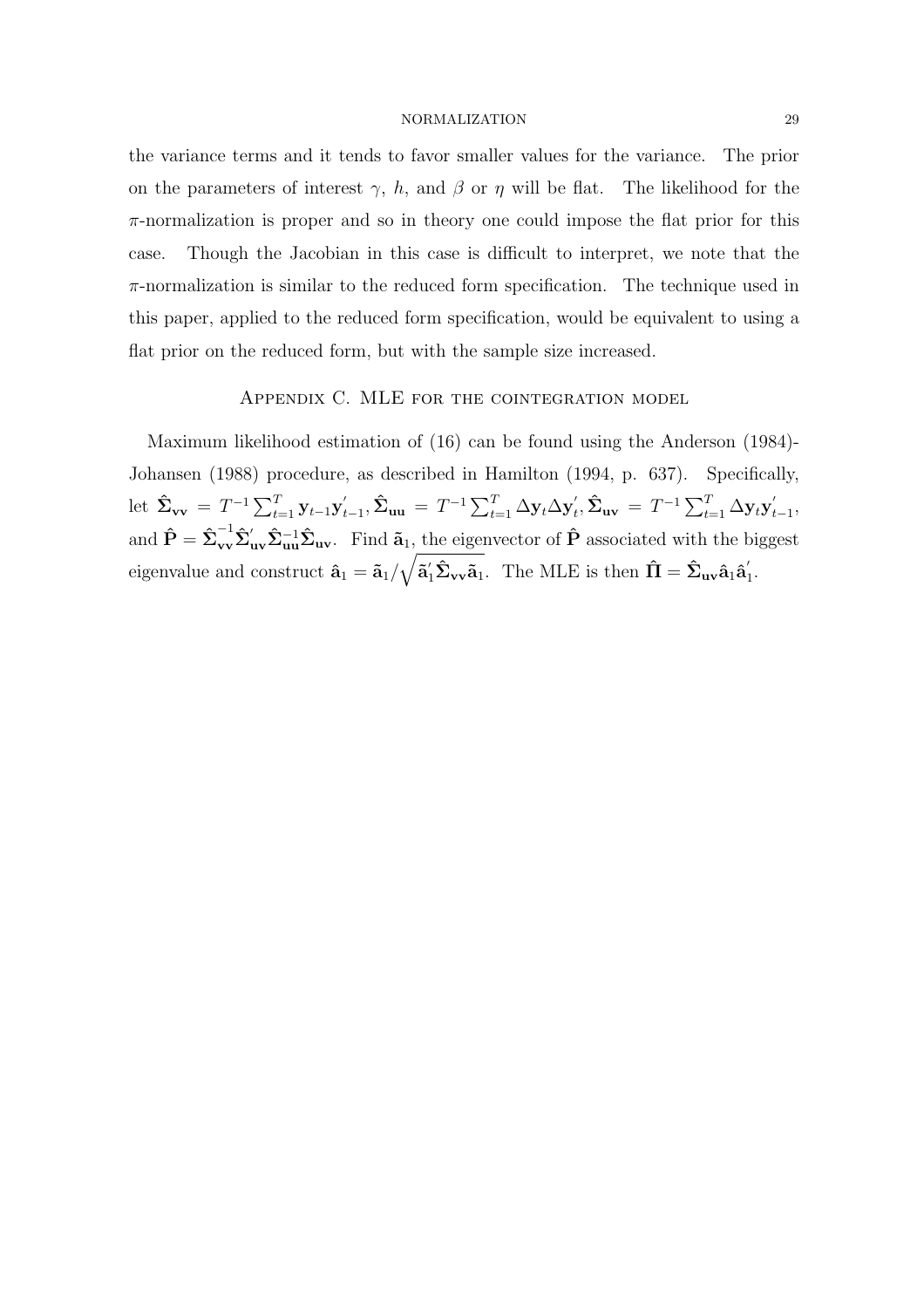the variance terms and it tends to favor smaller values for the variance. The prior on the parameters of interest $\gamma$, $h$, and $\beta$ or $\eta$ will be flat. The likelihood for the $\pi$-normalization is proper and so in theory one could impose the flat prior for this case. Though the Jacobian in this case is difficult to interpret, we note that the $\pi$-normalization is similar to the reduced form specification. The technique used in this paper, applied to the reduced form specification, would be equivalent to using a flat prior on the reduced form, but with the sample size increased.

## Appendix C. MLE for the cointegration model

Maximum likelihood estimation of (16) can be found using the Anderson (1984)-Johansen (1988) procedure, as described in Hamilton (1994, p. 637). Specifically, let $\hat{\mathbf{\Sigma}}_{\mathbf{vv}} = T^{-1}\sum_{t=1}^{T}\mathbf{y}_{t-1}\mathbf{y}_{t-1}'$, $\hat{\mathbf{\Sigma}}_{\mathbf{uu}} = T^{-1}\sum_{t=1}^{T}\Delta\mathbf{y}_t\Delta\mathbf{y}_t'$, $\hat{\mathbf{\Sigma}}_{\mathbf{uv}} = T^{-1}\sum_{t=1}^{T}\Delta\mathbf{y}_t\mathbf{y}_{t-1}'$, and $\hat{\mathbf{P}} = \hat{\mathbf{\Sigma}}_{\mathbf{vv}}^{-1}\hat{\mathbf{\Sigma}}_{\mathbf{uv}}'\hat{\mathbf{\Sigma}}_{\mathbf{uu}}^{-1}\hat{\mathbf{\Sigma}}_{\mathbf{uv}}$. Find $\tilde{\mathbf{a}}_1$, the eigenvector of $\hat{\mathbf{P}}$ associated with the biggest eigenvalue and construct $\hat{\mathbf{a}}_1 = \tilde{\mathbf{a}}_1/\sqrt{\tilde{\mathbf{a}}_1'\hat{\mathbf{\Sigma}}_{\mathbf{vv}}\tilde{\mathbf{a}}_1}$. The MLE is then $\hat{\mathbf{\Pi}} = \hat{\mathbf{\Sigma}}_{\mathbf{uv}}\hat{\mathbf{a}}_1\hat{\mathbf{a}}_1'$.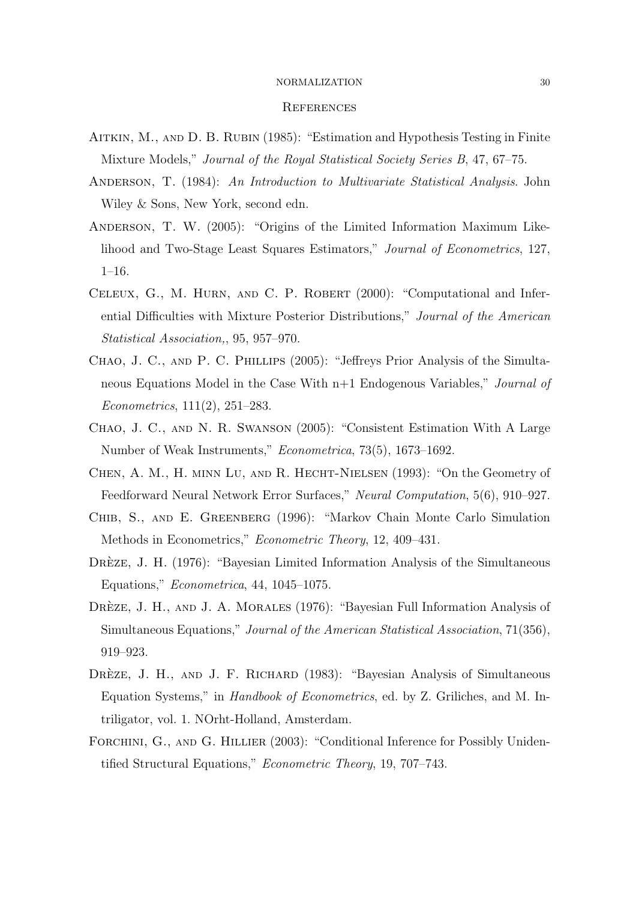## References

Aitkin, M., and D. B. Rubin (1985): "Estimation and Hypothesis Testing in Finite Mixture Models," *Journal of the Royal Statistical Society Series B*, 47, 67–75.

Anderson, T. (1984): *An Introduction to Multivariate Statistical Analysis*. John Wiley & Sons, New York, second edn.

Anderson, T. W. (2005): "Origins of the Limited Information Maximum Likelihood and Two-Stage Least Squares Estimators," *Journal of Econometrics*, 127, 1–16.

Celeux, G., M. Hurn, and C. P. Robert (2000): "Computational and Inferential Difficulties with Mixture Posterior Distributions," *Journal of the American Statistical Association,*, 95, 957–970.

Chao, J. C., and P. C. Phillips (2005): "Jeffreys Prior Analysis of the Simultaneous Equations Model in the Case With n+1 Endogenous Variables," *Journal of Econometrics*, 111(2), 251–283.

Chao, J. C., and N. R. Swanson (2005): "Consistent Estimation With A Large Number of Weak Instruments," *Econometrica*, 73(5), 1673–1692.

Chen, A. M., H. minn Lu, and R. Hecht-Nielsen (1993): "On the Geometry of Feedforward Neural Network Error Surfaces," *Neural Computation*, 5(6), 910–927.

Chib, S., and E. Greenberg (1996): "Markov Chain Monte Carlo Simulation Methods in Econometrics," *Econometric Theory*, 12, 409–431.

Drèze, J. H. (1976): "Bayesian Limited Information Analysis of the Simultaneous Equations," *Econometrica*, 44, 1045–1075.

Drèze, J. H., and J. A. Morales (1976): "Bayesian Full Information Analysis of Simultaneous Equations," *Journal of the American Statistical Association*, 71(356), 919–923.

Drèze, J. H., and J. F. Richard (1983): "Bayesian Analysis of Simultaneous Equation Systems," in *Handbook of Econometrics*, ed. by Z. Griliches, and M. Intriligator, vol. 1. NOrht-Holland, Amsterdam.

Forchini, G., and G. Hillier (2003): "Conditional Inference for Possibly Unidentified Structural Equations," *Econometric Theory*, 19, 707–743.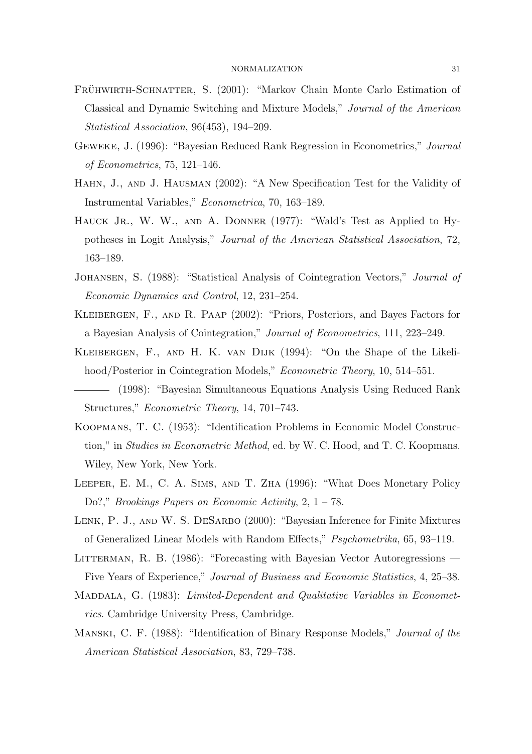Frühwirth-Schnatter, S. (2001): "Markov Chain Monte Carlo Estimation of Classical and Dynamic Switching and Mixture Models," *Journal of the American Statistical Association*, 96(453), 194–209.

Geweke, J. (1996): "Bayesian Reduced Rank Regression in Econometrics," *Journal of Econometrics*, 75, 121–146.

Hahn, J., and J. Hausman (2002): "A New Specification Test for the Validity of Instrumental Variables," *Econometrica*, 70, 163–189.

Hauck Jr., W. W., and A. Donner (1977): "Wald's Test as Applied to Hypotheses in Logit Analysis," *Journal of the American Statistical Association*, 72, 163–189.

Johansen, S. (1988): "Statistical Analysis of Cointegration Vectors," *Journal of Economic Dynamics and Control*, 12, 231–254.

Kleibergen, F., and R. Paap (2002): "Priors, Posteriors, and Bayes Factors for a Bayesian Analysis of Cointegration," *Journal of Econometrics*, 111, 223–249.

Kleibergen, F., and H. K. van Dijk (1994): "On the Shape of the Likelihood/Posterior in Cointegration Models," *Econometric Theory*, 10, 514–551.

——— (1998): "Bayesian Simultaneous Equations Analysis Using Reduced Rank Structures," *Econometric Theory*, 14, 701–743.

Koopmans, T. C. (1953): "Identification Problems in Economic Model Construction," in *Studies in Econometric Method*, ed. by W. C. Hood, and T. C. Koopmans. Wiley, New York, New York.

Leeper, E. M., C. A. Sims, and T. Zha (1996): "What Does Monetary Policy Do?," *Brookings Papers on Economic Activity*, 2, 1 – 78.

Lenk, P. J., and W. S. DeSarbo (2000): "Bayesian Inference for Finite Mixtures of Generalized Linear Models with Random Effects," *Psychometrika*, 65, 93–119.

Litterman, R. B. (1986): "Forecasting with Bayesian Vector Autoregressions — Five Years of Experience," *Journal of Business and Economic Statistics*, 4, 25–38.

Maddala, G. (1983): *Limited-Dependent and Qualitative Variables in Econometrics*. Cambridge University Press, Cambridge.

Manski, C. F. (1988): "Identification of Binary Response Models," *Journal of the American Statistical Association*, 83, 729–738.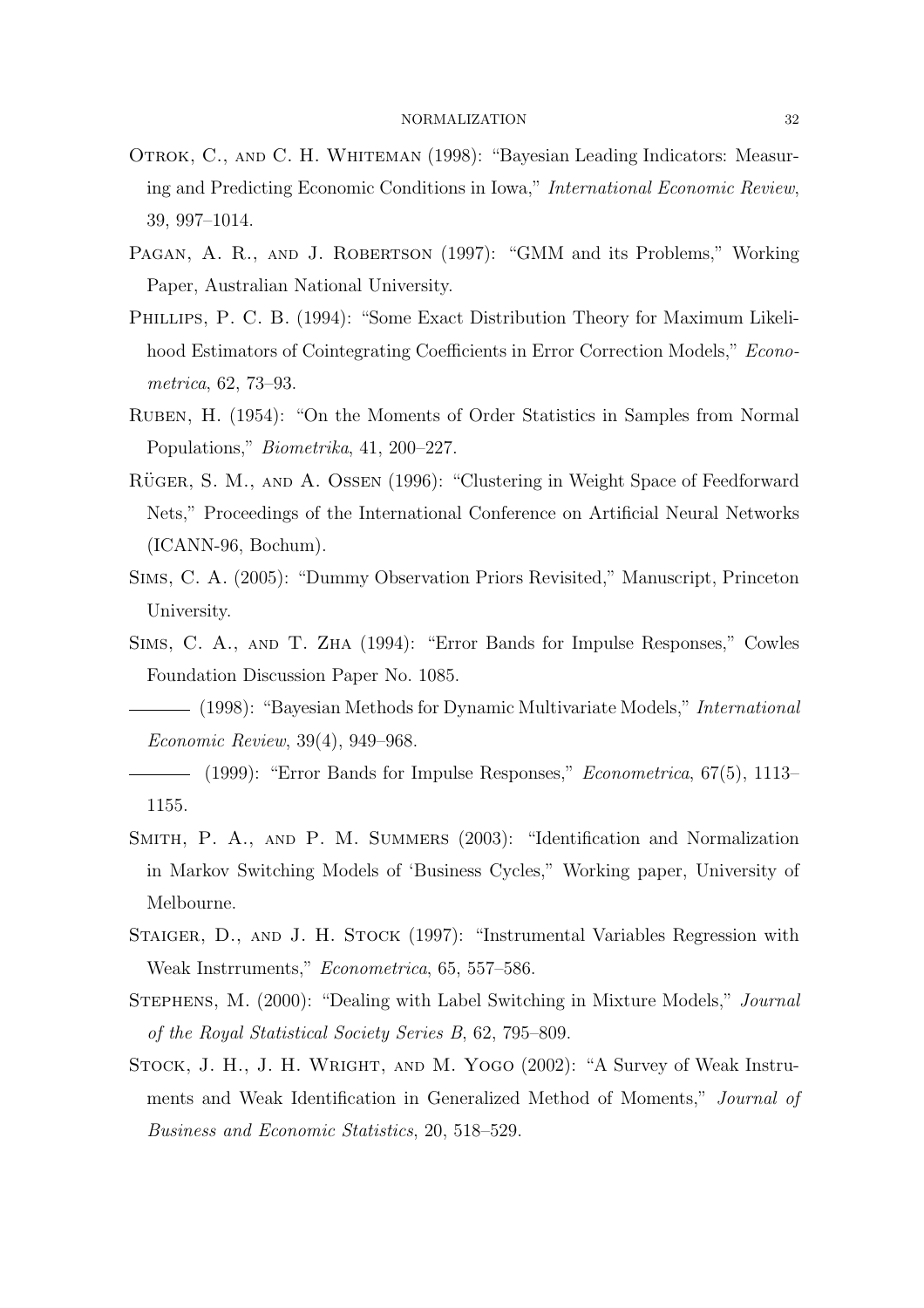Otrok, C., and C. H. Whiteman (1998): "Bayesian Leading Indicators: Measuring and Predicting Economic Conditions in Iowa," *International Economic Review*, 39, 997–1014.

Pagan, A. R., and J. Robertson (1997): "GMM and its Problems," Working Paper, Australian National University.

Phillips, P. C. B. (1994): "Some Exact Distribution Theory for Maximum Likelihood Estimators of Cointegrating Coefficients in Error Correction Models," *Econometrica*, 62, 73–93.

Ruben, H. (1954): "On the Moments of Order Statistics in Samples from Normal Populations," *Biometrika*, 41, 200–227.

Rüger, S. M., and A. Ossen (1996): "Clustering in Weight Space of Feedforward Nets," Proceedings of the International Conference on Artificial Neural Networks (ICANN-96, Bochum).

Sims, C. A. (2005): "Dummy Observation Priors Revisited," Manuscript, Princeton University.

Sims, C. A., and T. Zha (1994): "Error Bands for Impulse Responses," Cowles Foundation Discussion Paper No. 1085.

——— (1998): "Bayesian Methods for Dynamic Multivariate Models," *International Economic Review*, 39(4), 949–968.

——— (1999): "Error Bands for Impulse Responses," *Econometrica*, 67(5), 1113–1155.

Smith, P. A., and P. M. Summers (2003): "Identification and Normalization in Markov Switching Models of 'Business Cycles," Working paper, University of Melbourne.

Staiger, D., and J. H. Stock (1997): "Instrumental Variables Regression with Weak Instrruments," *Econometrica*, 65, 557–586.

Stephens, M. (2000): "Dealing with Label Switching in Mixture Models," *Journal of the Royal Statistical Society Series B*, 62, 795–809.

Stock, J. H., J. H. Wright, and M. Yogo (2002): "A Survey of Weak Instruments and Weak Identification in Generalized Method of Moments," *Journal of Business and Economic Statistics*, 20, 518–529.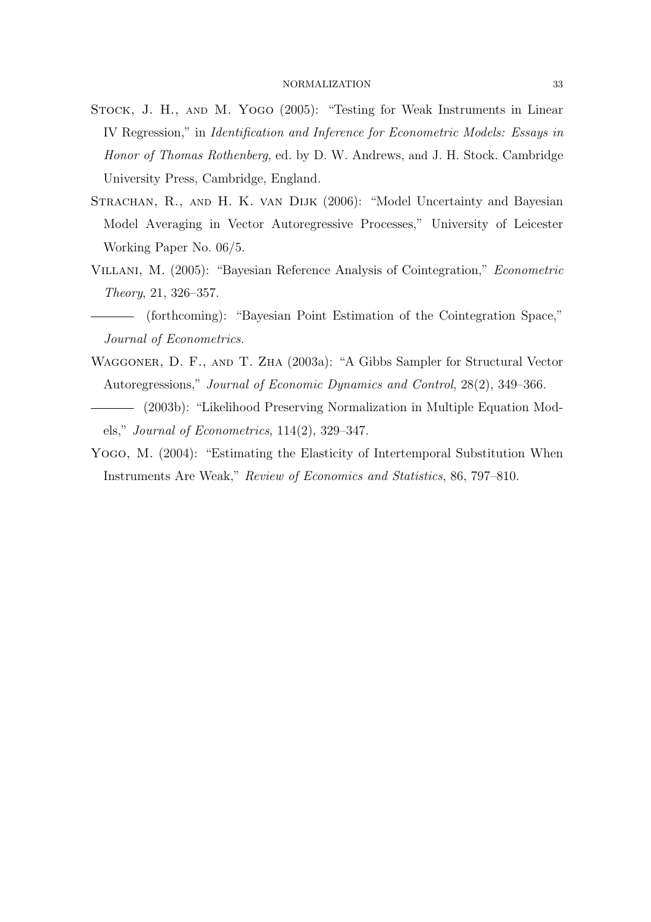Stock, J. H., and M. Yogo (2005): "Testing for Weak Instruments in Linear IV Regression," in *Identification and Inference for Econometric Models: Essays in Honor of Thomas Rothenberg*, ed. by D. W. Andrews, and J. H. Stock. Cambridge University Press, Cambridge, England.

Strachan, R., and H. K. van Dijk (2006): "Model Uncertainty and Bayesian Model Averaging in Vector Autoregressive Processes," University of Leicester Working Paper No. 06/5.

Villani, M. (2005): "Bayesian Reference Analysis of Cointegration," *Econometric Theory*, 21, 326–357.

——— (forthcoming): "Bayesian Point Estimation of the Cointegration Space," *Journal of Econometrics*.

Waggoner, D. F., and T. Zha (2003a): "A Gibbs Sampler for Structural Vector Autoregressions," *Journal of Economic Dynamics and Control*, 28(2), 349–366.

——— (2003b): "Likelihood Preserving Normalization in Multiple Equation Models," *Journal of Econometrics*, 114(2), 329–347.

Yogo, M. (2004): "Estimating the Elasticity of Intertemporal Substitution When Instruments Are Weak," *Review of Economics and Statistics*, 86, 797–810.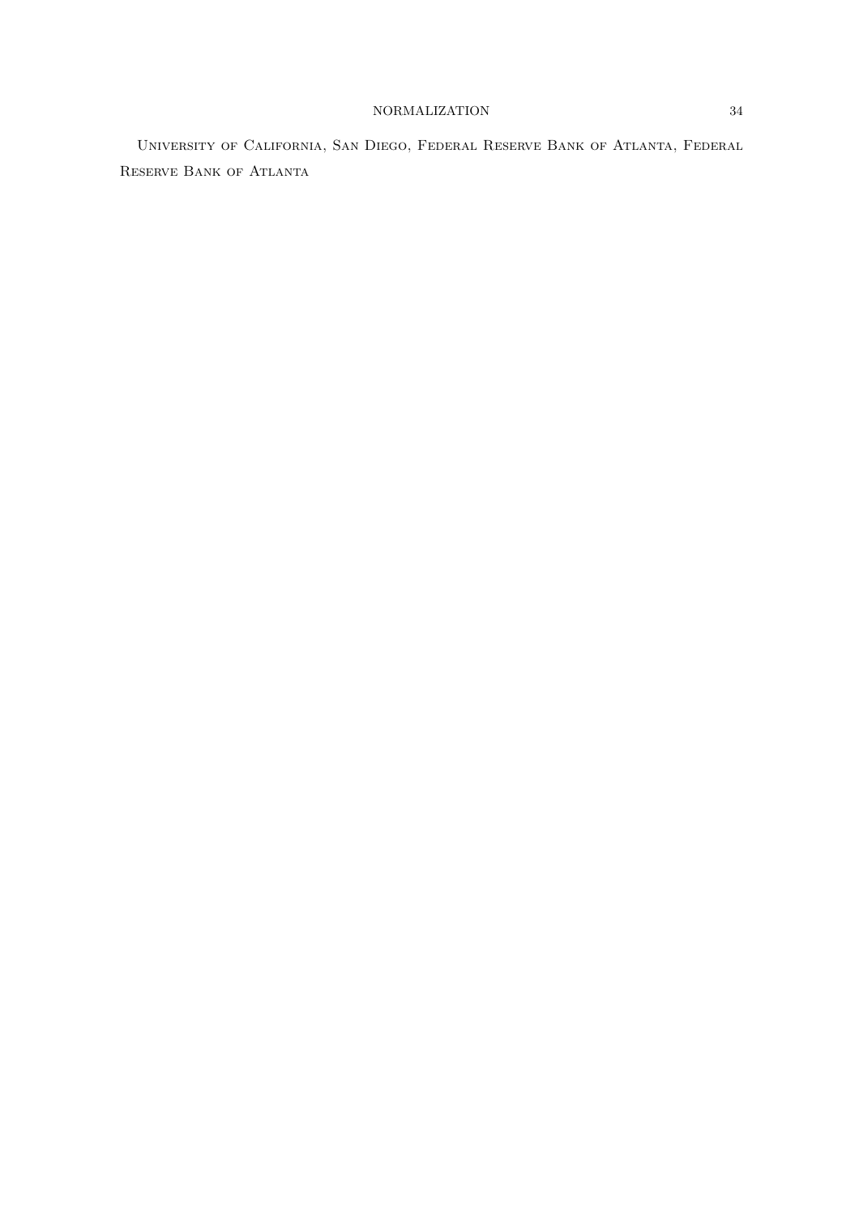University of California, San Diego, Federal Reserve Bank of Atlanta, Federal Reserve Bank of Atlanta